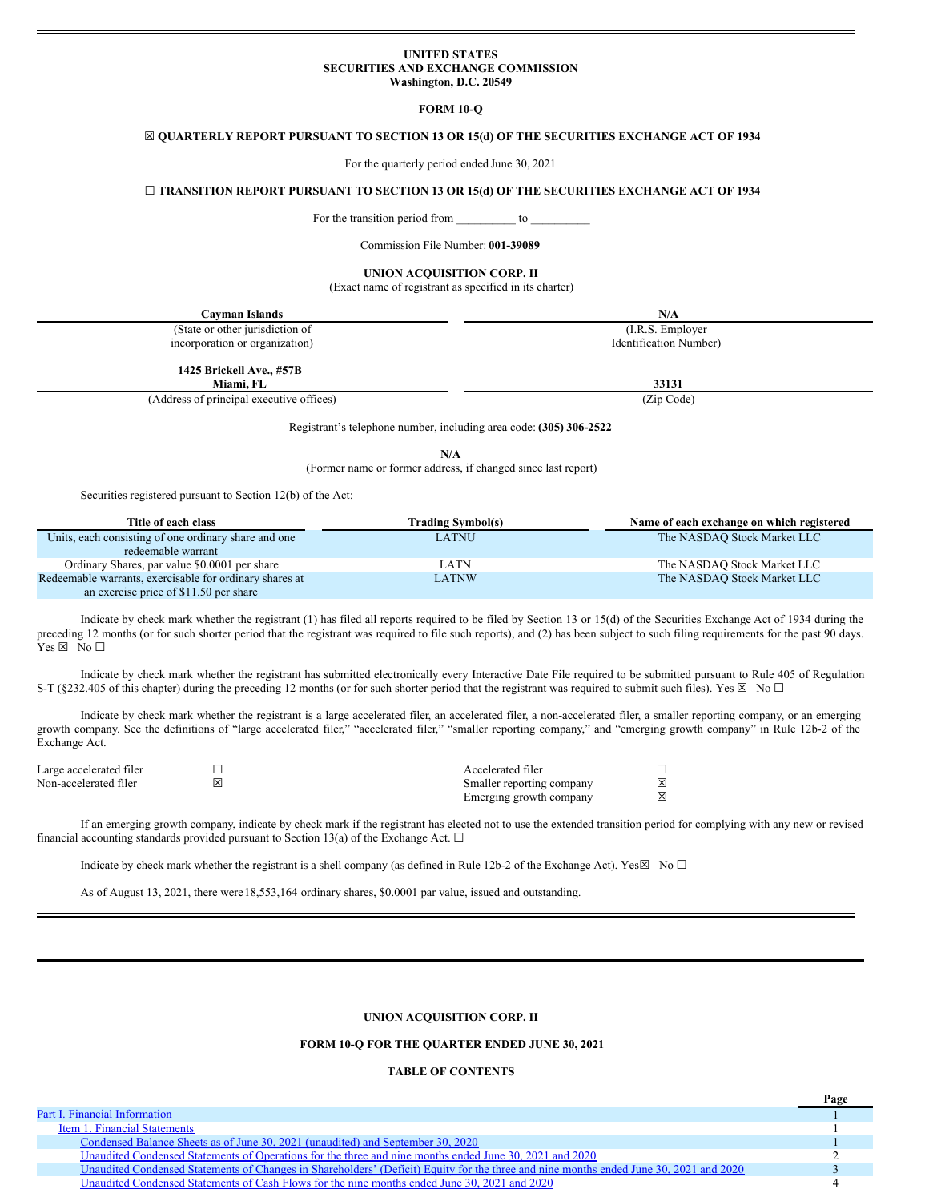**UNITED STATES**
**SECURITIES AND EXCHANGE COMMISSION**
**Washington, D.C. 20549**

**FORM 10-Q**

☒ **QUARTERLY REPORT PURSUANT TO SECTION 13 OR 15(d) OF THE SECURITIES EXCHANGE ACT OF 1934**

For the quarterly period ended June 30, 2021

☐ **TRANSITION REPORT PURSUANT TO SECTION 13 OR 15(d) OF THE SECURITIES EXCHANGE ACT OF 1934**

For the transition period from __________ to __________

Commission File Number: **001-39089**

**UNION ACQUISITION CORP. II**
(Exact name of registrant as specified in its charter)

| **Cayman Islands** | **N/A** |
|---|---|
| (State or other jurisdiction of incorporation or organization) | (I.R.S. Employer Identification Number) |
| **1425 Brickell Ave., #57B Miami, FL** | **33131** |
| (Address of principal executive offices) | (Zip Code) |

Registrant's telephone number, including area code: **(305) 306-2522**

**N/A**
(Former name or former address, if changed since last report)

Securities registered pursuant to Section 12(b) of the Act:

| Title of each class | Trading Symbol(s) | Name of each exchange on which registered |
|---|---|---|
| Units, each consisting of one ordinary share and one redeemable warrant | LATNU | The NASDAQ Stock Market LLC |
| Ordinary Shares, par value $0.0001 per share | LATN | The NASDAQ Stock Market LLC |
| Redeemable warrants, exercisable for ordinary shares at an exercise price of $11.50 per share | LATNW | The NASDAQ Stock Market LLC |

Indicate by check mark whether the registrant (1) has filed all reports required to be filed by Section 13 or 15(d) of the Securities Exchange Act of 1934 during the preceding 12 months (or for such shorter period that the registrant was required to file such reports), and (2) has been subject to such filing requirements for the past 90 days. Yes ☒ No ☐

Indicate by check mark whether the registrant has submitted electronically every Interactive Date File required to be submitted pursuant to Rule 405 of Regulation S-T (§232.405 of this chapter) during the preceding 12 months (or for such shorter period that the registrant was required to submit such files). Yes ☒ No ☐

Indicate by check mark whether the registrant is a large accelerated filer, an accelerated filer, a non-accelerated filer, a smaller reporting company, or an emerging growth company. See the definitions of "large accelerated filer," "accelerated filer," "smaller reporting company," and "emerging growth company" in Rule 12b-2 of the Exchange Act.

| | | | |
|---|---|---|---|
| Large accelerated filer | ☐ | Accelerated filer | ☐ |
| Non-accelerated filer | ☒ | Smaller reporting company | ☒ |
| | | Emerging growth company | ☒ |

If an emerging growth company, indicate by check mark if the registrant has elected not to use the extended transition period for complying with any new or revised financial accounting standards provided pursuant to Section 13(a) of the Exchange Act. ☐

Indicate by check mark whether the registrant is a shell company (as defined in Rule 12b-2 of the Exchange Act). Yes☒ No ☐

As of August 13, 2021, there were 18,553,164 ordinary shares, $0.0001 par value, issued and outstanding.

**UNION ACQUISITION CORP. II**

**FORM 10-Q FOR THE QUARTER ENDED JUNE 30, 2021**

**TABLE OF CONTENTS**

| | Page |
|---|---|
| Part I. Financial Information | 1 |
| Item 1. Financial Statements | 1 |
| Condensed Balance Sheets as of June 30, 2021 (unaudited) and September 30, 2020 | 1 |
| Unaudited Condensed Statements of Operations for the three and nine months ended June 30, 2021 and 2020 | 2 |
| Unaudited Condensed Statements of Changes in Shareholders' (Deficit) Equity for the three and nine months ended June 30, 2021 and 2020 | 3 |
| Unaudited Condensed Statements of Cash Flows for the nine months ended June 30, 2021 and 2020 | 4 |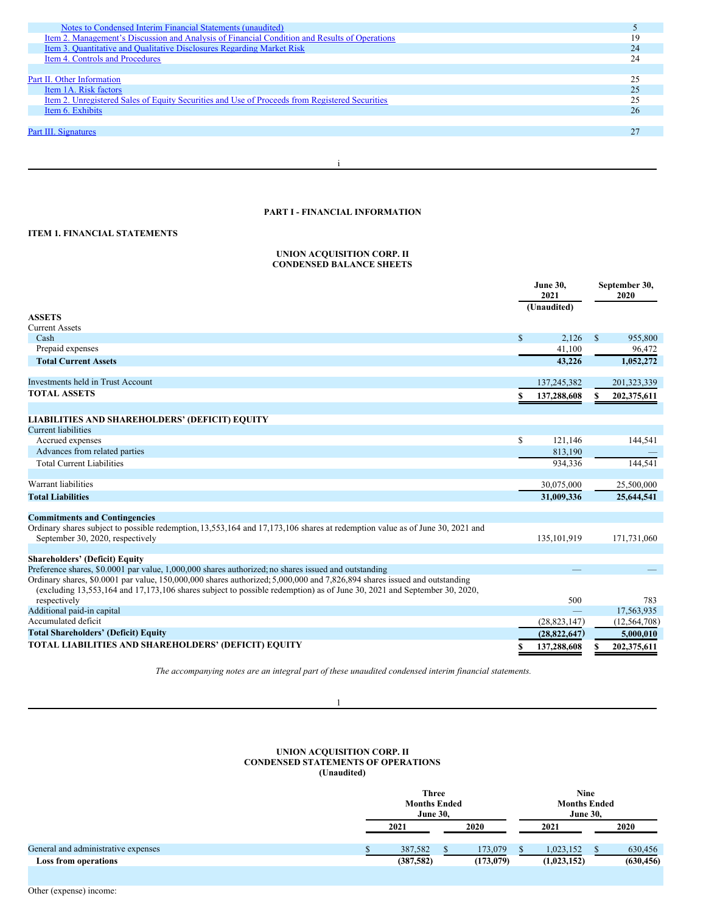| | |
|---|---|
| Notes to Condensed Interim Financial Statements (unaudited) | 5 |
| Item 2. Management's Discussion and Analysis of Financial Condition and Results of Operations | 19 |
| Item 3. Quantitative and Qualitative Disclosures Regarding Market Risk | 24 |
| Item 4. Controls and Procedures | 24 |
| | |
| Part II. Other Information | 25 |
| Item 1A. Risk factors | 25 |
| Item 2. Unregistered Sales of Equity Securities and Use of Proceeds from Registered Securities | 25 |
| Item 6. Exhibits | 26 |
| | |
| Part III. Signatures | 27 |

# PART I - FINANCIAL INFORMATION

## ITEM 1. FINANCIAL STATEMENTS

### UNION ACQUISITION CORP. II
### CONDENSED BALANCE SHEETS

| | June 30, 2021 (Unaudited) | September 30, 2020 |
|---|---|---|
| **ASSETS** | | |
| Current Assets | | |
| Cash | $ 2,126 | $ 955,800 |
| Prepaid expenses | 41,100 | 96,472 |
| **Total Current Assets** | **43,226** | **1,052,272** |
| | | |
| Investments held in Trust Account | 137,245,382 | 201,323,339 |
| **TOTAL ASSETS** | **$ 137,288,608** | **$ 202,375,611** |
| | | |
| **LIABILITIES AND SHAREHOLDERS' (DEFICIT) EQUITY** | | |
| Current liabilities | | |
| Accrued expenses | $ 121,146 | 144,541 |
| Advances from related parties | 813,190 | — |
| Total Current Liabilities | 934,336 | 144,541 |
| | | |
| Warrant liabilities | 30,075,000 | 25,500,000 |
| **Total Liabilities** | **31,009,336** | **25,644,541** |
| | | |
| **Commitments and Contingencies** | | |
| Ordinary shares subject to possible redemption, 13,553,164 and 17,173,106 shares at redemption value as of June 30, 2021 and September 30, 2020, respectively | 135,101,919 | 171,731,060 |
| | | |
| **Shareholders' (Deficit) Equity** | | |
| Preference shares, $0.0001 par value, 1,000,000 shares authorized; no shares issued and outstanding | — | — |
| Ordinary shares, $0.0001 par value, 150,000,000 shares authorized; 5,000,000 and 7,826,894 shares issued and outstanding (excluding 13,553,164 and 17,173,106 shares subject to possible redemption) as of June 30, 2021 and September 30, 2020, respectively | 500 | 783 |
| Additional paid-in capital | — | 17,563,935 |
| Accumulated deficit | (28,823,147) | (12,564,708) |
| **Total Shareholders' (Deficit) Equity** | **(28,822,647)** | **5,000,010** |
| **TOTAL LIABILITIES AND SHAREHOLDERS' (DEFICIT) EQUITY** | **$ 137,288,608** | **$ 202,375,611** |

*The accompanying notes are an integral part of these unaudited condensed interim financial statements.*

### UNION ACQUISITION CORP. II
### CONDENSED STATEMENTS OF OPERATIONS
### (Unaudited)

| | Three Months Ended June 30, | | Nine Months Ended June 30, | |
|---|---|---|---|---|
| | 2021 | 2020 | 2021 | 2020 |
| General and administrative expenses | $ 387,582 | $ 173,079 | $ 1,023,152 | $ 630,456 |
| **Loss from operations** | **(387,582)** | **(173,079)** | **(1,023,152)** | **(630,456)** |
| | | | | |
| Other (expense) income: | | | | |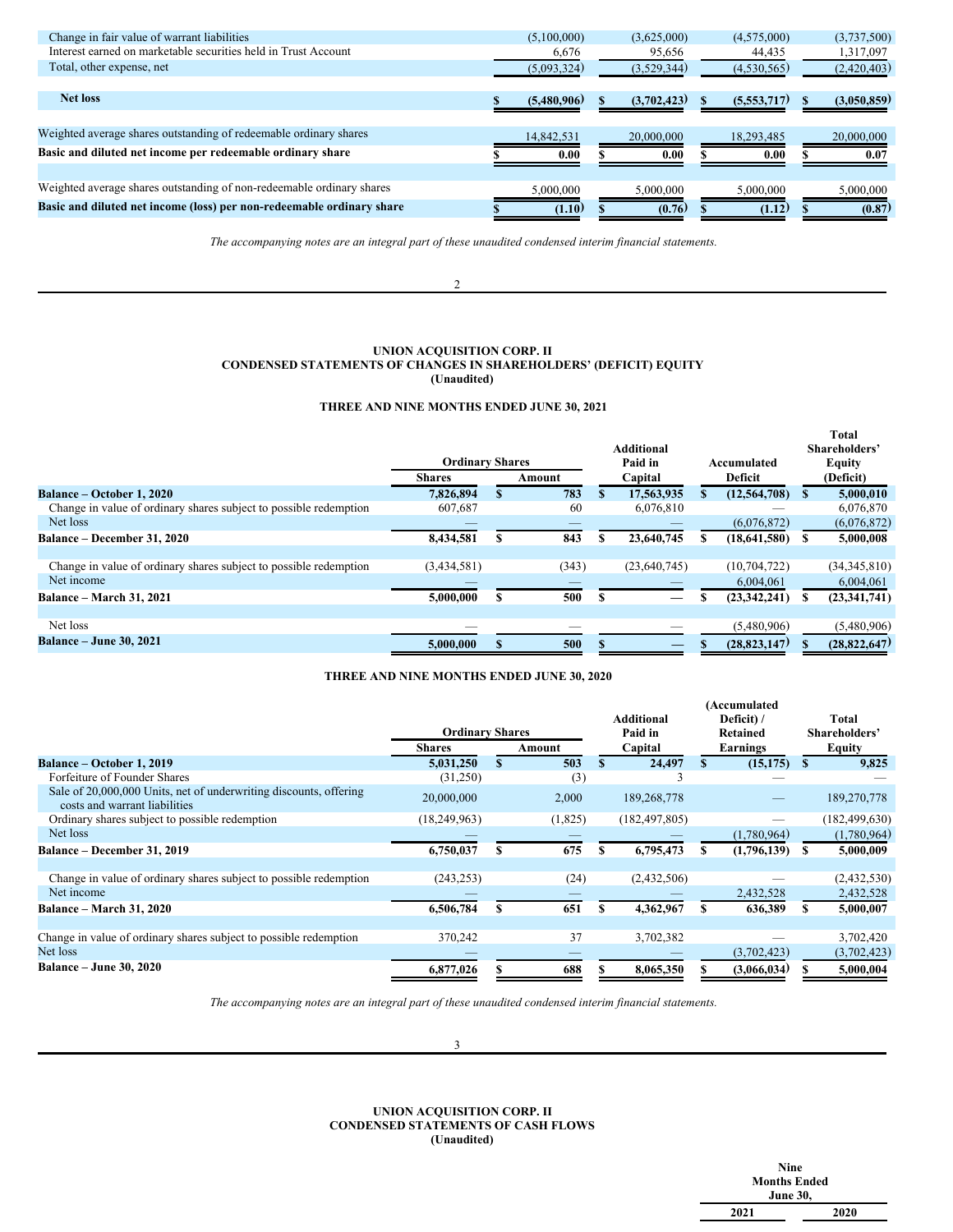| | | | | |
|---|---|---|---|---|
| Change in fair value of warrant liabilities | (5,100,000) | (3,625,000) | (4,575,000) | (3,737,500) |
| Interest earned on marketable securities held in Trust Account | 6,676 | 95,656 | 44,435 | 1,317,097 |
| Total, other expense, net | (5,093,324) | (3,529,344) | (4,530,565) | (2,420,403) |
| **Net loss** | $ **(5,480,906)** | $ **(3,702,423)** | $ **(5,553,717)** | $ **(3,050,859)** |
| Weighted average shares outstanding of redeemable ordinary shares | 14,842,531 | 20,000,000 | 18,293,485 | 20,000,000 |
| **Basic and diluted net income per redeemable ordinary share** | $ **0.00** | $ **0.00** | $ **0.00** | $ **0.07** |
| Weighted average shares outstanding of non-redeemable ordinary shares | 5,000,000 | 5,000,000 | 5,000,000 | 5,000,000 |
| **Basic and diluted net income (loss) per non-redeemable ordinary share** | $ **(1.10)** | $ **(0.76)** | $ **(1.12)** | $ **(0.87)** |

*The accompanying notes are an integral part of these unaudited condensed interim financial statements.*

# UNION ACQUISITION CORP. II
## CONDENSED STATEMENTS OF CHANGES IN SHAREHOLDERS' (DEFICIT) EQUITY
(Unaudited)

### THREE AND NINE MONTHS ENDED JUNE 30, 2021

| | Ordinary Shares | | Additional Paid in Capital | Accumulated Deficit | Total Shareholders' Equity (Deficit) |
|---|---|---|---|---|---|
| | Shares | Amount | | | |
| **Balance – October 1, 2020** | **7,826,894** | $ **783** | $ **17,563,935** | $ **(12,564,708)** | $ **5,000,010** |
| Change in value of ordinary shares subject to possible redemption | 607,687 | 60 | 6,076,810 | — | 6,076,870 |
| Net loss | — | — | — | (6,076,872) | (6,076,872) |
| **Balance – December 31, 2020** | **8,434,581** | $ **843** | $ **23,640,745** | $ **(18,641,580)** | $ **5,000,008** |
| Change in value of ordinary shares subject to possible redemption | (3,434,581) | (343) | (23,640,745) | (10,704,722) | (34,345,810) |
| Net income | — | — | — | 6,004,061 | 6,004,061 |
| **Balance – March 31, 2021** | **5,000,000** | $ **500** | $ **—** | $ **(23,342,241)** | $ **(23,341,741)** |
| Net loss | — | — | — | (5,480,906) | (5,480,906) |
| **Balance – June 30, 2021** | **5,000,000** | $ **500** | $ **—** | $ **(28,823,147)** | $ **(28,822,647)** |

### THREE AND NINE MONTHS ENDED JUNE 30, 2020

| | Ordinary Shares | | Additional Paid in Capital | (Accumulated Deficit) / Retained Earnings | Total Shareholders' Equity |
|---|---|---|---|---|---|
| | Shares | Amount | | | |
| **Balance – October 1, 2019** | **5,031,250** | $ **503** | $ **24,497** | $ **(15,175)** | $ **9,825** |
| Forfeiture of Founder Shares | (31,250) | (3) | 3 | — | — |
| Sale of 20,000,000 Units, net of underwriting discounts, offering costs and warrant liabilities | 20,000,000 | 2,000 | 189,268,778 | — | 189,270,778 |
| Ordinary shares subject to possible redemption | (18,249,963) | (1,825) | (182,497,805) | — | (182,499,630) |
| Net loss | — | — | — | (1,780,964) | (1,780,964) |
| **Balance – December 31, 2019** | **6,750,037** | $ **675** | $ **6,795,473** | $ **(1,796,139)** | $ **5,000,009** |
| Change in value of ordinary shares subject to possible redemption | (243,253) | (24) | (2,432,506) | — | (2,432,530) |
| Net income | — | — | — | 2,432,528 | 2,432,528 |
| **Balance – March 31, 2020** | **6,506,784** | $ **651** | $ **4,362,967** | $ **636,389** | $ **5,000,007** |
| Change in value of ordinary shares subject to possible redemption | 370,242 | 37 | 3,702,382 | — | 3,702,420 |
| Net loss | — | — | — | (3,702,423) | (3,702,423) |
| **Balance – June 30, 2020** | **6,877,026** | $ **688** | $ **8,065,350** | $ **(3,066,034)** | $ **5,000,004** |

*The accompanying notes are an integral part of these unaudited condensed interim financial statements.*

# UNION ACQUISITION CORP. II
## CONDENSED STATEMENTS OF CASH FLOWS
(Unaudited)

| | Nine Months Ended June 30, | |
|---|---|---|
| | 2021 | 2020 |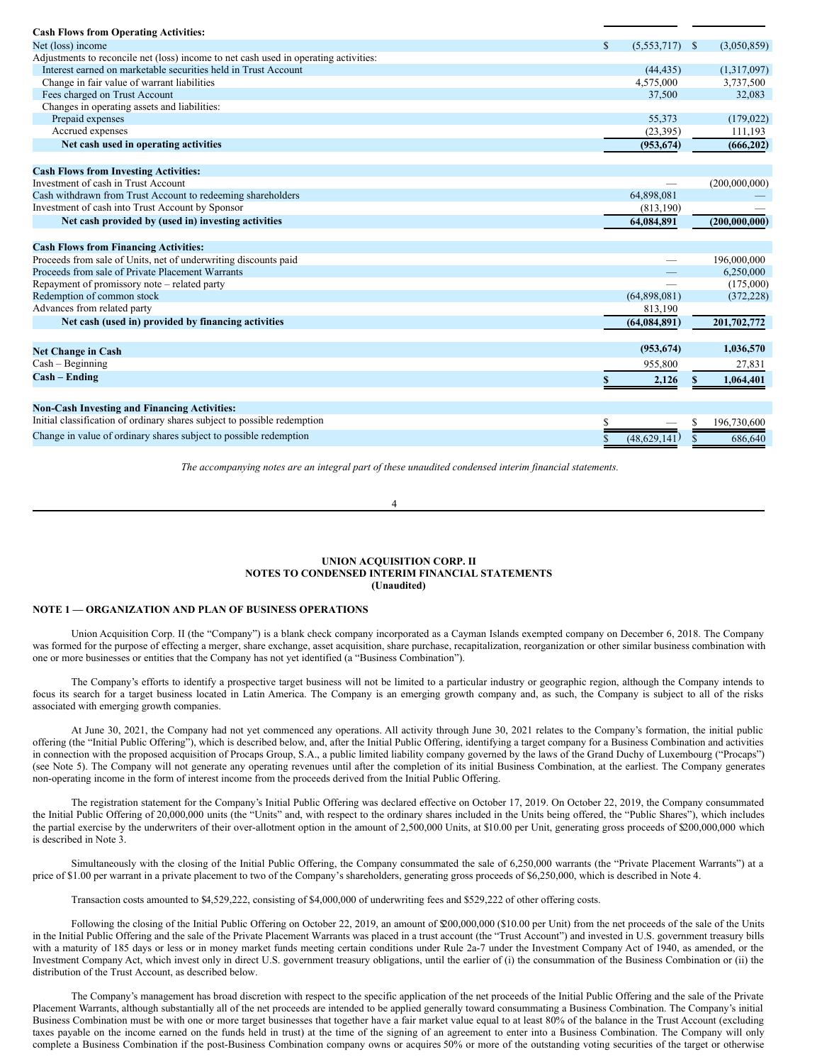| | | |
|---|---|---|
| **Cash Flows from Operating Activities:** | | |
| Net (loss) income | $ (5,553,717) | $ (3,050,859) |
| Adjustments to reconcile net (loss) income to net cash used in operating activities: | | |
| Interest earned on marketable securities held in Trust Account | (44,435) | (1,317,097) |
| Change in fair value of warrant liabilities | 4,575,000 | 3,737,500 |
| Fees charged on Trust Account | 37,500 | 32,083 |
| Changes in operating assets and liabilities: | | |
| Prepaid expenses | 55,373 | (179,022) |
| Accrued expenses | (23,395) | 111,193 |
| **Net cash used in operating activities** | **(953,674)** | **(666,202)** |
| | | |
| **Cash Flows from Investing Activities:** | | |
| Investment of cash in Trust Account | — | (200,000,000) |
| Cash withdrawn from Trust Account to redeeming shareholders | 64,898,081 | — |
| Investment of cash into Trust Account by Sponsor | (813,190) | — |
| **Net cash provided by (used in) investing activities** | **64,084,891** | **(200,000,000)** |
| | | |
| **Cash Flows from Financing Activities:** | | |
| Proceeds from sale of Units, net of underwriting discounts paid | — | 196,000,000 |
| Proceeds from sale of Private Placement Warrants | — | 6,250,000 |
| Repayment of promissory note – related party | — | (175,000) |
| Redemption of common stock | (64,898,081) | (372,228) |
| Advances from related party | 813,190 | |
| **Net cash (used in) provided by financing activities** | **(64,084,891)** | **201,702,772** |
| | | |
| **Net Change in Cash** | **(953,674)** | **1,036,570** |
| Cash – Beginning | 955,800 | 27,831 |
| **Cash – Ending** | **$ 2,126** | **$ 1,064,401** |
| | | |
| **Non-Cash Investing and Financing Activities:** | | |
| Initial classification of ordinary shares subject to possible redemption | $ — | $ 196,730,600 |
| Change in value of ordinary shares subject to possible redemption | $ (48,629,141) | $ 686,640 |

*The accompanying notes are an integral part of these unaudited condensed interim financial statements.*

**UNION ACQUISITION CORP. II**
**NOTES TO CONDENSED INTERIM FINANCIAL STATEMENTS**
**(Unaudited)**

**NOTE 1 — ORGANIZATION AND PLAN OF BUSINESS OPERATIONS**

Union Acquisition Corp. II (the "Company") is a blank check company incorporated as a Cayman Islands exempted company on December 6, 2018. The Company was formed for the purpose of effecting a merger, share exchange, asset acquisition, share purchase, recapitalization, reorganization or other similar business combination with one or more businesses or entities that the Company has not yet identified (a "Business Combination").

The Company's efforts to identify a prospective target business will not be limited to a particular industry or geographic region, although the Company intends to focus its search for a target business located in Latin America. The Company is an emerging growth company and, as such, the Company is subject to all of the risks associated with emerging growth companies.

At June 30, 2021, the Company had not yet commenced any operations. All activity through June 30, 2021 relates to the Company's formation, the initial public offering (the "Initial Public Offering"), which is described below, and, after the Initial Public Offering, identifying a target company for a Business Combination and activities in connection with the proposed acquisition of Procaps Group, S.A., a public limited liability company governed by the laws of the Grand Duchy of Luxembourg ("Procaps") (see Note 5). The Company will not generate any operating revenues until after the completion of its initial Business Combination, at the earliest. The Company generates non-operating income in the form of interest income from the proceeds derived from the Initial Public Offering.

The registration statement for the Company's Initial Public Offering was declared effective on October 17, 2019. On October 22, 2019, the Company consummated the Initial Public Offering of 20,000,000 units (the "Units" and, with respect to the ordinary shares included in the Units being offered, the "Public Shares"), which includes the partial exercise by the underwriters of their over-allotment option in the amount of 2,500,000 Units, at $10.00 per Unit, generating gross proceeds of $200,000,000 which is described in Note 3.

Simultaneously with the closing of the Initial Public Offering, the Company consummated the sale of 6,250,000 warrants (the "Private Placement Warrants") at a price of $1.00 per warrant in a private placement to two of the Company's shareholders, generating gross proceeds of $6,250,000, which is described in Note 4.

Transaction costs amounted to $4,529,222, consisting of $4,000,000 of underwriting fees and $529,222 of other offering costs.

Following the closing of the Initial Public Offering on October 22, 2019, an amount of $200,000,000 ($10.00 per Unit) from the net proceeds of the sale of the Units in the Initial Public Offering and the sale of the Private Placement Warrants was placed in a trust account (the "Trust Account") and invested in U.S. government treasury bills with a maturity of 185 days or less or in money market funds meeting certain conditions under Rule 2a-7 under the Investment Company Act of 1940, as amended, or the Investment Company Act, which invest only in direct U.S. government treasury obligations, until the earlier of (i) the consummation of the Business Combination or (ii) the distribution of the Trust Account, as described below.

The Company's management has broad discretion with respect to the specific application of the net proceeds of the Initial Public Offering and the sale of the Private Placement Warrants, although substantially all of the net proceeds are intended to be applied generally toward consummating a Business Combination. The Company's initial Business Combination must be with one or more target businesses that together have a fair market value equal to at least 80% of the balance in the Trust Account (excluding taxes payable on the income earned on the funds held in trust) at the time of the signing of an agreement to enter into a Business Combination. The Company will only complete a Business Combination if the post-Business Combination company owns or acquires 50% or more of the outstanding voting securities of the target or otherwise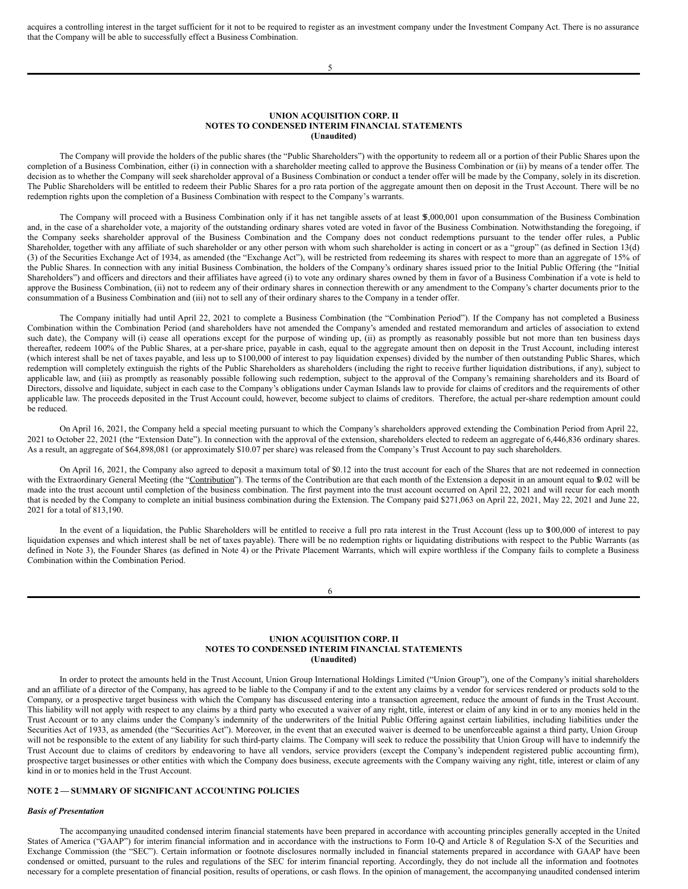acquires a controlling interest in the target sufficient for it not to be required to register as an investment company under the Investment Company Act. There is no assurance that the Company will be able to successfully effect a Business Combination.

**UNION ACQUISITION CORP. II**
**NOTES TO CONDENSED INTERIM FINANCIAL STATEMENTS**
**(Unaudited)**

The Company will provide the holders of the public shares (the "Public Shareholders") with the opportunity to redeem all or a portion of their Public Shares upon the completion of a Business Combination, either (i) in connection with a shareholder meeting called to approve the Business Combination or (ii) by means of a tender offer. The decision as to whether the Company will seek shareholder approval of a Business Combination or conduct a tender offer will be made by the Company, solely in its discretion. The Public Shareholders will be entitled to redeem their Public Shares for a pro rata portion of the aggregate amount then on deposit in the Trust Account. There will be no redemption rights upon the completion of a Business Combination with respect to the Company's warrants.

The Company will proceed with a Business Combination only if it has net tangible assets of at least $5,000,001 upon consummation of the Business Combination and, in the case of a shareholder vote, a majority of the outstanding ordinary shares voted are voted in favor of the Business Combination. Notwithstanding the foregoing, if the Company seeks shareholder approval of the Business Combination and the Company does not conduct redemptions pursuant to the tender offer rules, a Public Shareholder, together with any affiliate of such shareholder or any other person with whom such shareholder is acting in concert or as a "group" (as defined in Section 13(d)(3) of the Securities Exchange Act of 1934, as amended (the "Exchange Act"), will be restricted from redeeming its shares with respect to more than an aggregate of 15% of the Public Shares. In connection with any initial Business Combination, the holders of the Company's ordinary shares issued prior to the Initial Public Offering (the "Initial Shareholders") and officers and directors and their affiliates have agreed (i) to vote any ordinary shares owned by them in favor of a Business Combination if a vote is held to approve the Business Combination, (ii) not to redeem any of their ordinary shares in connection therewith or any amendment to the Company's charter documents prior to the consummation of a Business Combination and (iii) not to sell any of their ordinary shares to the Company in a tender offer.

The Company initially had until April 22, 2021 to complete a Business Combination (the "Combination Period"). If the Company has not completed a Business Combination within the Combination Period (and shareholders have not amended the Company's amended and restated memorandum and articles of association to extend such date), the Company will (i) cease all operations except for the purpose of winding up, (ii) as promptly as reasonably possible but not more than ten business days thereafter, redeem 100% of the Public Shares, at a per-share price, payable in cash, equal to the aggregate amount then on deposit in the Trust Account, including interest (which interest shall be net of taxes payable, and less up to $100,000 of interest to pay liquidation expenses) divided by the number of then outstanding Public Shares, which redemption will completely extinguish the rights of the Public Shareholders as shareholders (including the right to receive further liquidation distributions, if any), subject to applicable law, and (iii) as promptly as reasonably possible following such redemption, subject to the approval of the Company's remaining shareholders and its Board of Directors, dissolve and liquidate, subject in each case to the Company's obligations under Cayman Islands law to provide for claims of creditors and the requirements of other applicable law. The proceeds deposited in the Trust Account could, however, become subject to claims of creditors. Therefore, the actual per-share redemption amount could be reduced.

On April 16, 2021, the Company held a special meeting pursuant to which the Company's shareholders approved extending the Combination Period from April 22, 2021 to October 22, 2021 (the "Extension Date"). In connection with the approval of the extension, shareholders elected to redeem an aggregate of 6,446,836 ordinary shares. As a result, an aggregate of $64,898,081 (or approximately $10.07 per share) was released from the Company's Trust Account to pay such shareholders.

On April 16, 2021, the Company also agreed to deposit a maximum total of $0.12 into the trust account for each of the Shares that are not redeemed in connection with the Extraordinary General Meeting (the "Contribution"). The terms of the Contribution are that each month of the Extension a deposit in an amount equal to $0.02 will be made into the trust account until completion of the business combination. The first payment into the trust account occurred on April 22, 2021 and will recur for each month that is needed by the Company to complete an initial business combination during the Extension. The Company paid $271,063 on April 22, 2021, May 22, 2021 and June 22, 2021 for a total of 813,190.

In the event of a liquidation, the Public Shareholders will be entitled to receive a full pro rata interest in the Trust Account (less up to $100,000 of interest to pay liquidation expenses and which interest shall be net of taxes payable). There will be no redemption rights or liquidating distributions with respect to the Public Warrants (as defined in Note 3), the Founder Shares (as defined in Note 4) or the Private Placement Warrants, which will expire worthless if the Company fails to complete a Business Combination within the Combination Period.

**UNION ACQUISITION CORP. II**
**NOTES TO CONDENSED INTERIM FINANCIAL STATEMENTS**
**(Unaudited)**

In order to protect the amounts held in the Trust Account, Union Group International Holdings Limited ("Union Group"), one of the Company's initial shareholders and an affiliate of a director of the Company, has agreed to be liable to the Company if and to the extent any claims by a vendor for services rendered or products sold to the Company, or a prospective target business with which the Company has discussed entering into a transaction agreement, reduce the amount of funds in the Trust Account. This liability will not apply with respect to any claims by a third party who executed a waiver of any right, title, interest or claim of any kind in or to any monies held in the Trust Account or to any claims under the Company's indemnity of the underwriters of the Initial Public Offering against certain liabilities, including liabilities under the Securities Act of 1933, as amended (the "Securities Act"). Moreover, in the event that an executed waiver is deemed to be unenforceable against a third party, Union Group will not be responsible to the extent of any liability for such third-party claims. The Company will seek to reduce the possibility that Union Group will have to indemnify the Trust Account due to claims of creditors by endeavoring to have all vendors, service providers (except the Company's independent registered public accounting firm), prospective target businesses or other entities with which the Company does business, execute agreements with the Company waiving any right, title, interest or claim of any kind in or to monies held in the Trust Account.

## NOTE 2 — SUMMARY OF SIGNIFICANT ACCOUNTING POLICIES

***Basis of Presentation***

The accompanying unaudited condensed interim financial statements have been prepared in accordance with accounting principles generally accepted in the United States of America ("GAAP") for interim financial information and in accordance with the instructions to Form 10-Q and Article 8 of Regulation S-X of the Securities and Exchange Commission (the "SEC"). Certain information or footnote disclosures normally included in financial statements prepared in accordance with GAAP have been condensed or omitted, pursuant to the rules and regulations of the SEC for interim financial reporting. Accordingly, they do not include all the information and footnotes necessary for a complete presentation of financial position, results of operations, or cash flows. In the opinion of management, the accompanying unaudited condensed interim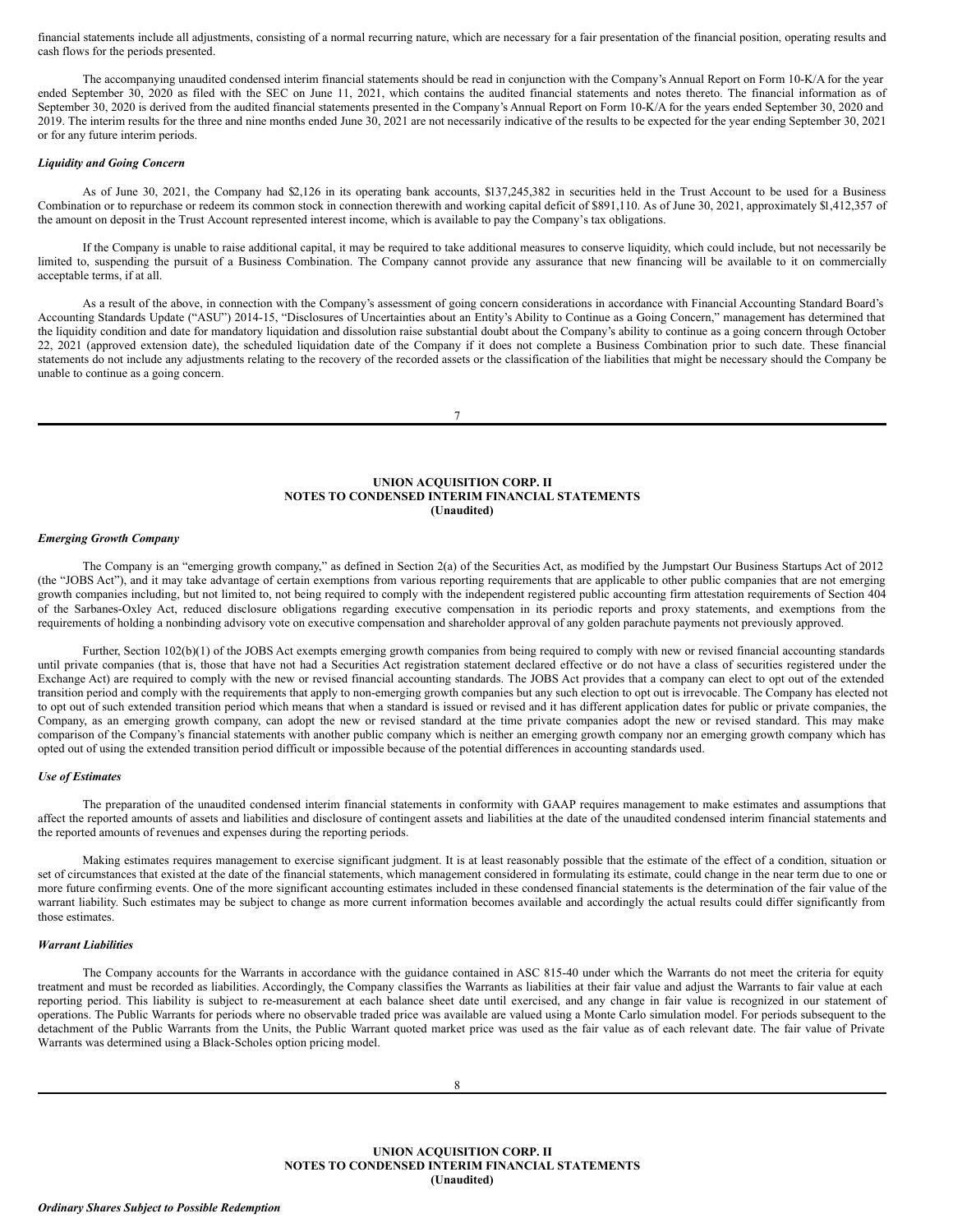financial statements include all adjustments, consisting of a normal recurring nature, which are necessary for a fair presentation of the financial position, operating results and cash flows for the periods presented.

The accompanying unaudited condensed interim financial statements should be read in conjunction with the Company's Annual Report on Form 10-K/A for the year ended September 30, 2020 as filed with the SEC on June 11, 2021, which contains the audited financial statements and notes thereto. The financial information as of September 30, 2020 is derived from the audited financial statements presented in the Company's Annual Report on Form 10-K/A for the years ended September 30, 2020 and 2019. The interim results for the three and nine months ended June 30, 2021 are not necessarily indicative of the results to be expected for the year ending September 30, 2021 or for any future interim periods.

***Liquidity and Going Concern***

As of June 30, 2021, the Company had $2,126 in its operating bank accounts, $137,245,382 in securities held in the Trust Account to be used for a Business Combination or to repurchase or redeem its common stock in connection therewith and working capital deficit of $891,110. As of June 30, 2021, approximately $1,412,357 of the amount on deposit in the Trust Account represented interest income, which is available to pay the Company's tax obligations.

If the Company is unable to raise additional capital, it may be required to take additional measures to conserve liquidity, which could include, but not necessarily be limited to, suspending the pursuit of a Business Combination. The Company cannot provide any assurance that new financing will be available to it on commercially acceptable terms, if at all.

As a result of the above, in connection with the Company's assessment of going concern considerations in accordance with Financial Accounting Standard Board's Accounting Standards Update ("ASU") 2014-15, "Disclosures of Uncertainties about an Entity's Ability to Continue as a Going Concern," management has determined that the liquidity condition and date for mandatory liquidation and dissolution raise substantial doubt about the Company's ability to continue as a going concern through October 22, 2021 (approved extension date), the scheduled liquidation date of the Company if it does not complete a Business Combination prior to such date. These financial statements do not include any adjustments relating to the recovery of the recorded assets or the classification of the liabilities that might be necessary should the Company be unable to continue as a going concern.

**UNION ACQUISITION CORP. II**
**NOTES TO CONDENSED INTERIM FINANCIAL STATEMENTS**
**(Unaudited)**

***Emerging Growth Company***

The Company is an "emerging growth company," as defined in Section 2(a) of the Securities Act, as modified by the Jumpstart Our Business Startups Act of 2012 (the "JOBS Act"), and it may take advantage of certain exemptions from various reporting requirements that are applicable to other public companies that are not emerging growth companies including, but not limited to, not being required to comply with the independent registered public accounting firm attestation requirements of Section 404 of the Sarbanes-Oxley Act, reduced disclosure obligations regarding executive compensation in its periodic reports and proxy statements, and exemptions from the requirements of holding a nonbinding advisory vote on executive compensation and shareholder approval of any golden parachute payments not previously approved.

Further, Section 102(b)(1) of the JOBS Act exempts emerging growth companies from being required to comply with new or revised financial accounting standards until private companies (that is, those that have not had a Securities Act registration statement declared effective or do not have a class of securities registered under the Exchange Act) are required to comply with the new or revised financial accounting standards. The JOBS Act provides that a company can elect to opt out of the extended transition period and comply with the requirements that apply to non-emerging growth companies but any such election to opt out is irrevocable. The Company has elected not to opt out of such extended transition period which means that when a standard is issued or revised and it has different application dates for public or private companies, the Company, as an emerging growth company, can adopt the new or revised standard at the time private companies adopt the new or revised standard. This may make comparison of the Company's financial statements with another public company which is neither an emerging growth company nor an emerging growth company which has opted out of using the extended transition period difficult or impossible because of the potential differences in accounting standards used.

***Use of Estimates***

The preparation of the unaudited condensed interim financial statements in conformity with GAAP requires management to make estimates and assumptions that affect the reported amounts of assets and liabilities and disclosure of contingent assets and liabilities at the date of the unaudited condensed interim financial statements and the reported amounts of revenues and expenses during the reporting periods.

Making estimates requires management to exercise significant judgment. It is at least reasonably possible that the estimate of the effect of a condition, situation or set of circumstances that existed at the date of the financial statements, which management considered in formulating its estimate, could change in the near term due to one or more future confirming events. One of the more significant accounting estimates included in these condensed financial statements is the determination of the fair value of the warrant liability. Such estimates may be subject to change as more current information becomes available and accordingly the actual results could differ significantly from those estimates.

***Warrant Liabilities***

The Company accounts for the Warrants in accordance with the guidance contained in ASC 815-40 under which the Warrants do not meet the criteria for equity treatment and must be recorded as liabilities. Accordingly, the Company classifies the Warrants as liabilities at their fair value and adjust the Warrants to fair value at each reporting period. This liability is subject to re-measurement at each balance sheet date until exercised, and any change in fair value is recognized in our statement of operations. The Public Warrants for periods where no observable traded price was available are valued using a Monte Carlo simulation model. For periods subsequent to the detachment of the Public Warrants from the Units, the Public Warrant quoted market price was used as the fair value as of each relevant date. The fair value of Private Warrants was determined using a Black-Scholes option pricing model.

**UNION ACQUISITION CORP. II**
**NOTES TO CONDENSED INTERIM FINANCIAL STATEMENTS**
**(Unaudited)**

***Ordinary Shares Subject to Possible Redemption***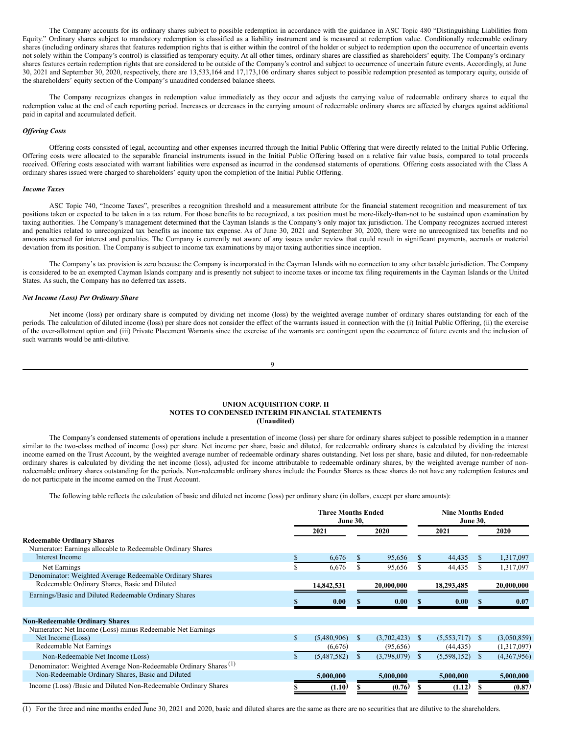The Company accounts for its ordinary shares subject to possible redemption in accordance with the guidance in ASC Topic 480 "Distinguishing Liabilities from Equity." Ordinary shares subject to mandatory redemption is classified as a liability instrument and is measured at redemption value. Conditionally redeemable ordinary shares (including ordinary shares that features redemption rights that is either within the control of the holder or subject to redemption upon the occurrence of uncertain events not solely within the Company's control) is classified as temporary equity. At all other times, ordinary shares are classified as shareholders' equity. The Company's ordinary shares features certain redemption rights that are considered to be outside of the Company's control and subject to occurrence of uncertain future events. Accordingly, at June 30, 2021 and September 30, 2020, respectively, there are 13,533,164 and 17,173,106 ordinary shares subject to possible redemption presented as temporary equity, outside of the shareholders' equity section of the Company's unaudited condensed balance sheets.

The Company recognizes changes in redemption value immediately as they occur and adjusts the carrying value of redeemable ordinary shares to equal the redemption value at the end of each reporting period. Increases or decreases in the carrying amount of redeemable ordinary shares are affected by charges against additional paid in capital and accumulated deficit.

***Offering Costs***

Offering costs consisted of legal, accounting and other expenses incurred through the Initial Public Offering that were directly related to the Initial Public Offering. Offering costs were allocated to the separable financial instruments issued in the Initial Public Offering based on a relative fair value basis, compared to total proceeds received. Offering costs associated with warrant liabilities were expensed as incurred in the condensed statements of operations. Offering costs associated with the Class A ordinary shares issued were charged to shareholders' equity upon the completion of the Initial Public Offering.

***Income Taxes***

ASC Topic 740, "Income Taxes", prescribes a recognition threshold and a measurement attribute for the financial statement recognition and measurement of tax positions taken or expected to be taken in a tax return. For those benefits to be recognized, a tax position must be more-likely-than-not to be sustained upon examination by taxing authorities. The Company's management determined that the Cayman Islands is the Company's only major tax jurisdiction. The Company recognizes accrued interest and penalties related to unrecognized tax benefits as income tax expense. As of June 30, 2021 and September 30, 2020, there were no unrecognized tax benefits and no amounts accrued for interest and penalties. The Company is currently not aware of any issues under review that could result in significant payments, accruals or material deviation from its position. The Company is subject to income tax examinations by major taxing authorities since inception.

The Company's tax provision is zero because the Company is incorporated in the Cayman Islands with no connection to any other taxable jurisdiction. The Company is considered to be an exempted Cayman Islands company and is presently not subject to income taxes or income tax filing requirements in the Cayman Islands or the United States. As such, the Company has no deferred tax assets.

***Net Income (Loss) Per Ordinary Share***

Net income (loss) per ordinary share is computed by dividing net income (loss) by the weighted average number of ordinary shares outstanding for each of the periods. The calculation of diluted income (loss) per share does not consider the effect of the warrants issued in connection with the (i) Initial Public Offering, (ii) the exercise of the over-allotment option and (iii) Private Placement Warrants since the exercise of the warrants are contingent upon the occurrence of future events and the inclusion of such warrants would be anti-dilutive.

**UNION ACQUISITION CORP. II**
**NOTES TO CONDENSED INTERIM FINANCIAL STATEMENTS**
**(Unaudited)**

The Company's condensed statements of operations include a presentation of income (loss) per share for ordinary shares subject to possible redemption in a manner similar to the two-class method of income (loss) per share. Net income per share, basic and diluted, for redeemable ordinary shares is calculated by dividing the interest income earned on the Trust Account, by the weighted average number of redeemable ordinary shares outstanding. Net loss per share, basic and diluted, for non-redeemable ordinary shares is calculated by dividing the net income (loss), adjusted for income attributable to redeemable ordinary shares, by the weighted average number of non-redeemable ordinary shares outstanding for the periods. Non-redeemable ordinary shares include the Founder Shares as these shares do not have any redemption features and do not participate in the income earned on the Trust Account.

The following table reflects the calculation of basic and diluted net income (loss) per ordinary share (in dollars, except per share amounts):

| | Three Months Ended June 30, | | Nine Months Ended June 30, | |
|---|---|---|---|---|
| | 2021 | 2020 | 2021 | 2020 |
| **Redeemable Ordinary Shares** | | | | |
| Numerator: Earnings allocable to Redeemable Ordinary Shares | | | | |
| Interest Income | $ 6,676 | $ 95,656 | $ 44,435 | $ 1,317,097 |
| Net Earnings | $ 6,676 | $ 95,656 | $ 44,435 | $ 1,317,097 |
| Denominator: Weighted Average Redeemable Ordinary Shares | | | | |
| Redeemable Ordinary Shares, Basic and Diluted | 14,842,531 | 20,000,000 | 18,293,485 | 20,000,000 |
| Earnings/Basic and Diluted Redeemable Ordinary Shares | $ 0.00 | $ 0.00 | $ 0.00 | $ 0.07 |
| | | | | |
| **Non-Redeemable Ordinary Shares** | | | | |
| Numerator: Net Income (Loss) minus Redeemable Net Earnings | | | | |
| Net Income (Loss) | $ (5,480,906) | $ (3,702,423) | $ (5,553,717) | $ (3,050,859) |
| Redeemable Net Earnings | (6,676) | (95,656) | (44,435) | (1,317,097) |
| Non-Redeemable Net Income (Loss) | $ (5,487,582) | $ (3,798,079) | $ (5,598,152) | $ (4,367,956) |
| Denominator: Weighted Average Non-Redeemable Ordinary Shares (1) | | | | |
| Non-Redeemable Ordinary Shares, Basic and Diluted | 5,000,000 | 5,000,000 | 5,000,000 | 5,000,000 |
| Income (Loss) /Basic and Diluted Non-Redeemable Ordinary Shares | $ (1.10) | $ (0.76) | $ (1.12) | $ (0.87) |

(1) For the three and nine months ended June 30, 2021 and 2020, basic and diluted shares are the same as there are no securities that are dilutive to the shareholders.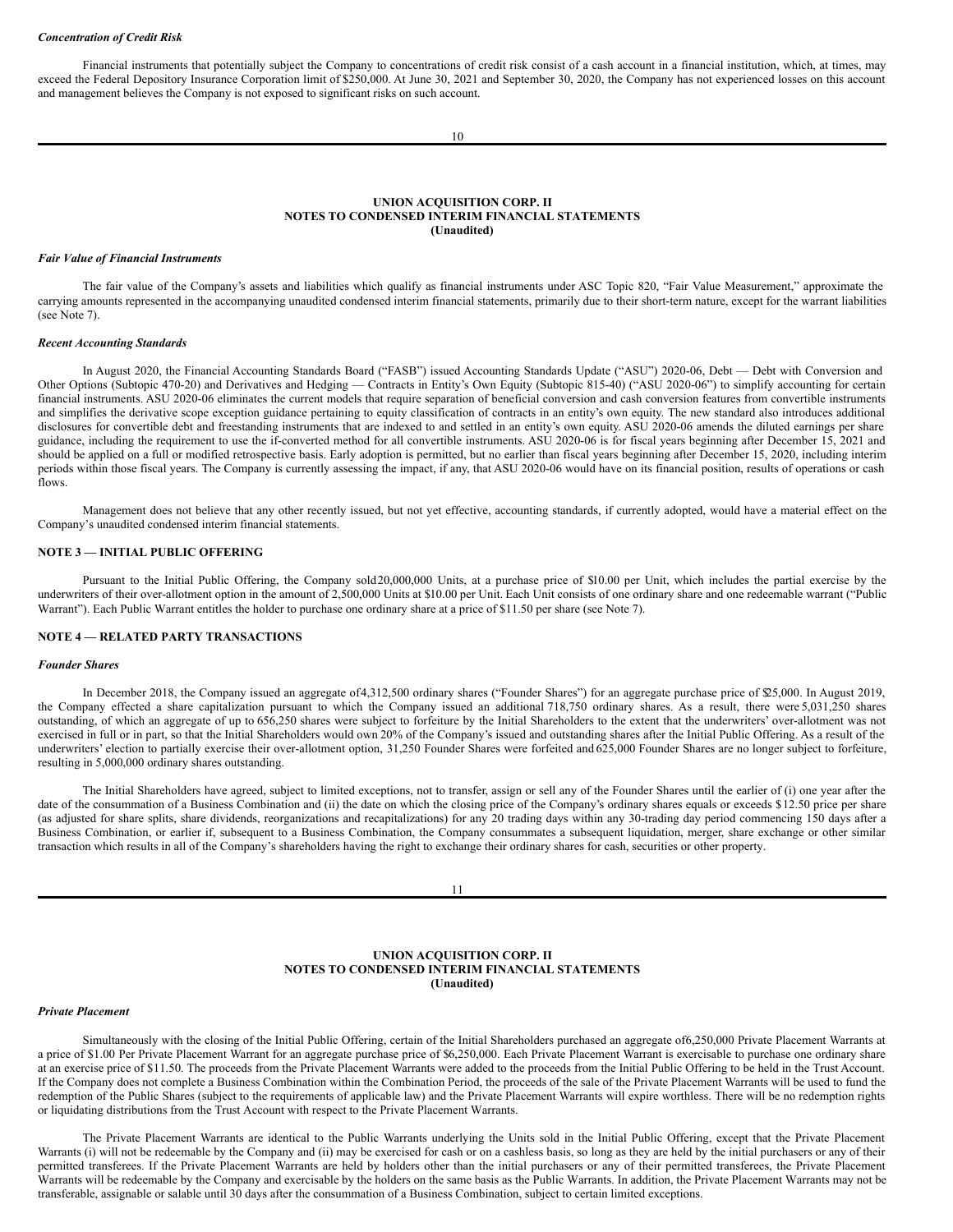*Concentration of Credit Risk*

Financial instruments that potentially subject the Company to concentrations of credit risk consist of a cash account in a financial institution, which, at times, may exceed the Federal Depository Insurance Corporation limit of $250,000. At June 30, 2021 and September 30, 2020, the Company has not experienced losses on this account and management believes the Company is not exposed to significant risks on such account.

**UNION ACQUISITION CORP. II**
**NOTES TO CONDENSED INTERIM FINANCIAL STATEMENTS**
**(Unaudited)**

*Fair Value of Financial Instruments*

The fair value of the Company's assets and liabilities which qualify as financial instruments under ASC Topic 820, "Fair Value Measurement," approximate the carrying amounts represented in the accompanying unaudited condensed interim financial statements, primarily due to their short-term nature, except for the warrant liabilities (see Note 7).

*Recent Accounting Standards*

In August 2020, the Financial Accounting Standards Board ("FASB") issued Accounting Standards Update ("ASU") 2020-06, Debt — Debt with Conversion and Other Options (Subtopic 470-20) and Derivatives and Hedging — Contracts in Entity's Own Equity (Subtopic 815-40) ("ASU 2020-06") to simplify accounting for certain financial instruments. ASU 2020-06 eliminates the current models that require separation of beneficial conversion and cash conversion features from convertible instruments and simplifies the derivative scope exception guidance pertaining to equity classification of contracts in an entity's own equity. The new standard also introduces additional disclosures for convertible debt and freestanding instruments that are indexed to and settled in an entity's own equity. ASU 2020-06 amends the diluted earnings per share guidance, including the requirement to use the if-converted method for all convertible instruments. ASU 2020-06 is for fiscal years beginning after December 15, 2021 and should be applied on a full or modified retrospective basis. Early adoption is permitted, but no earlier than fiscal years beginning after December 15, 2020, including interim periods within those fiscal years. The Company is currently assessing the impact, if any, that ASU 2020-06 would have on its financial position, results of operations or cash flows.

Management does not believe that any other recently issued, but not yet effective, accounting standards, if currently adopted, would have a material effect on the Company's unaudited condensed interim financial statements.

## NOTE 3 — INITIAL PUBLIC OFFERING

Pursuant to the Initial Public Offering, the Company sold 20,000,000 Units, at a purchase price of $10.00 per Unit, which includes the partial exercise by the underwriters of their over-allotment option in the amount of 2,500,000 Units at $10.00 per Unit. Each Unit consists of one ordinary share and one redeemable warrant ("Public Warrant"). Each Public Warrant entitles the holder to purchase one ordinary share at a price of $11.50 per share (see Note 7).

## NOTE 4 — RELATED PARTY TRANSACTIONS

*Founder Shares*

In December 2018, the Company issued an aggregate of 4,312,500 ordinary shares ("Founder Shares") for an aggregate purchase price of $25,000. In August 2019, the Company effected a share capitalization pursuant to which the Company issued an additional 718,750 ordinary shares. As a result, there were 5,031,250 shares outstanding, of which an aggregate of up to 656,250 shares were subject to forfeiture by the Initial Shareholders to the extent that the underwriters' over-allotment was not exercised in full or in part, so that the Initial Shareholders would own 20% of the Company's issued and outstanding shares after the Initial Public Offering. As a result of the underwriters' election to partially exercise their over-allotment option, 31,250 Founder Shares were forfeited and 625,000 Founder Shares are no longer subject to forfeiture, resulting in 5,000,000 ordinary shares outstanding.

The Initial Shareholders have agreed, subject to limited exceptions, not to transfer, assign or sell any of the Founder Shares until the earlier of (i) one year after the date of the consummation of a Business Combination and (ii) the date on which the closing price of the Company's ordinary shares equals or exceeds $12.50 price per share (as adjusted for share splits, share dividends, reorganizations and recapitalizations) for any 20 trading days within any 30-trading day period commencing 150 days after a Business Combination, or earlier if, subsequent to a Business Combination, the Company consummates a subsequent liquidation, merger, share exchange or other similar transaction which results in all of the Company's shareholders having the right to exchange their ordinary shares for cash, securities or other property.

**UNION ACQUISITION CORP. II**
**NOTES TO CONDENSED INTERIM FINANCIAL STATEMENTS**
**(Unaudited)**

*Private Placement*

Simultaneously with the closing of the Initial Public Offering, certain of the Initial Shareholders purchased an aggregate of 6,250,000 Private Placement Warrants at a price of $1.00 Per Private Placement Warrant for an aggregate purchase price of $6,250,000. Each Private Placement Warrant is exercisable to purchase one ordinary share at an exercise price of $11.50. The proceeds from the Private Placement Warrants were added to the proceeds from the Initial Public Offering to be held in the Trust Account. If the Company does not complete a Business Combination within the Combination Period, the proceeds of the sale of the Private Placement Warrants will be used to fund the redemption of the Public Shares (subject to the requirements of applicable law) and the Private Placement Warrants will expire worthless. There will be no redemption rights or liquidating distributions from the Trust Account with respect to the Private Placement Warrants.

The Private Placement Warrants are identical to the Public Warrants underlying the Units sold in the Initial Public Offering, except that the Private Placement Warrants (i) will not be redeemable by the Company and (ii) may be exercised for cash or on a cashless basis, so long as they are held by the initial purchasers or any of their permitted transferees. If the Private Placement Warrants are held by holders other than the initial purchasers or any of their permitted transferees, the Private Placement Warrants will be redeemable by the Company and exercisable by the holders on the same basis as the Public Warrants. In addition, the Private Placement Warrants may not be transferable, assignable or salable until 30 days after the consummation of a Business Combination, subject to certain limited exceptions.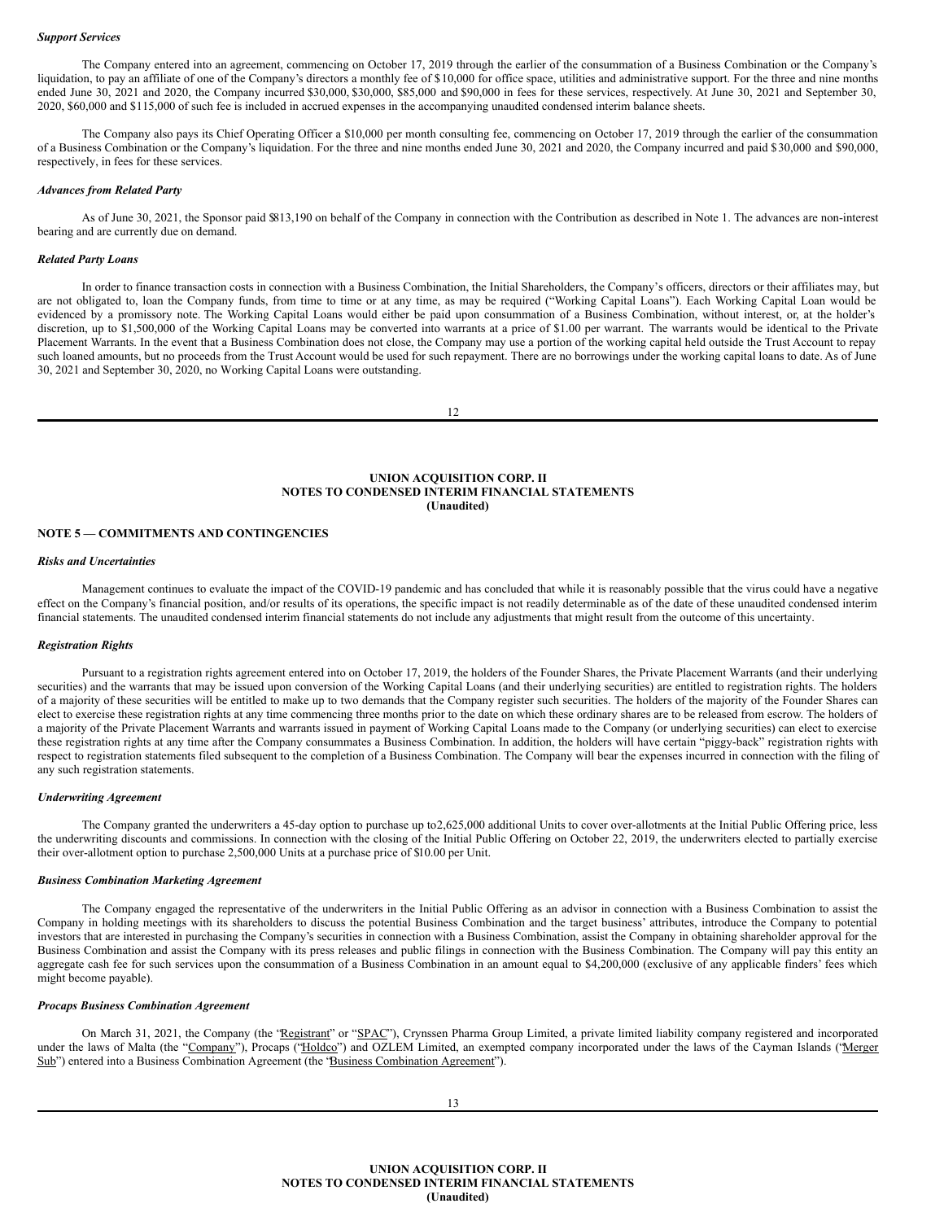*Support Services*

The Company entered into an agreement, commencing on October 17, 2019 through the earlier of the consummation of a Business Combination or the Company's liquidation, to pay an affiliate of one of the Company's directors a monthly fee of $10,000 for office space, utilities and administrative support. For the three and nine months ended June 30, 2021 and 2020, the Company incurred $30,000, $30,000, $85,000 and $90,000 in fees for these services, respectively. At June 30, 2021 and September 30, 2020, $60,000 and $115,000 of such fee is included in accrued expenses in the accompanying unaudited condensed interim balance sheets.

The Company also pays its Chief Operating Officer a $10,000 per month consulting fee, commencing on October 17, 2019 through the earlier of the consummation of a Business Combination or the Company's liquidation. For the three and nine months ended June 30, 2021 and 2020, the Company incurred and paid $30,000 and $90,000, respectively, in fees for these services.

*Advances from Related Party*

As of June 30, 2021, the Sponsor paid $813,190 on behalf of the Company in connection with the Contribution as described in Note 1. The advances are non-interest bearing and are currently due on demand.

*Related Party Loans*

In order to finance transaction costs in connection with a Business Combination, the Initial Shareholders, the Company's officers, directors or their affiliates may, but are not obligated to, loan the Company funds, from time to time or at any time, as may be required ("Working Capital Loans"). Each Working Capital Loan would be evidenced by a promissory note. The Working Capital Loans would either be paid upon consummation of a Business Combination, without interest, or, at the holder's discretion, up to $1,500,000 of the Working Capital Loans may be converted into warrants at a price of $1.00 per warrant. The warrants would be identical to the Private Placement Warrants. In the event that a Business Combination does not close, the Company may use a portion of the working capital held outside the Trust Account to repay such loaned amounts, but no proceeds from the Trust Account would be used for such repayment. There are no borrowings under the working capital loans to date. As of June 30, 2021 and September 30, 2020, no Working Capital Loans were outstanding.

## NOTE 5 — COMMITMENTS AND CONTINGENCIES

*Risks and Uncertainties*

Management continues to evaluate the impact of the COVID-19 pandemic and has concluded that while it is reasonably possible that the virus could have a negative effect on the Company's financial position, and/or results of its operations, the specific impact is not readily determinable as of the date of these unaudited condensed interim financial statements. The unaudited condensed interim financial statements do not include any adjustments that might result from the outcome of this uncertainty.

*Registration Rights*

Pursuant to a registration rights agreement entered into on October 17, 2019, the holders of the Founder Shares, the Private Placement Warrants (and their underlying securities) and the warrants that may be issued upon conversion of the Working Capital Loans (and their underlying securities) are entitled to registration rights. The holders of a majority of these securities will be entitled to make up to two demands that the Company register such securities. The holders of the majority of the Founder Shares can elect to exercise these registration rights at any time commencing three months prior to the date on which these ordinary shares are to be released from escrow. The holders of a majority of the Private Placement Warrants and warrants issued in payment of Working Capital Loans made to the Company (or underlying securities) can elect to exercise these registration rights at any time after the Company consummates a Business Combination. In addition, the holders will have certain "piggy-back" registration rights with respect to registration statements filed subsequent to the completion of a Business Combination. The Company will bear the expenses incurred in connection with the filing of any such registration statements.

*Underwriting Agreement*

The Company granted the underwriters a 45-day option to purchase up to 2,625,000 additional Units to cover over-allotments at the Initial Public Offering price, less the underwriting discounts and commissions. In connection with the closing of the Initial Public Offering on October 22, 2019, the underwriters elected to partially exercise their over-allotment option to purchase 2,500,000 Units at a purchase price of $10.00 per Unit.

*Business Combination Marketing Agreement*

The Company engaged the representative of the underwriters in the Initial Public Offering as an advisor in connection with a Business Combination to assist the Company in holding meetings with its shareholders to discuss the potential Business Combination and the target business' attributes, introduce the Company to potential investors that are interested in purchasing the Company's securities in connection with a Business Combination, assist the Company in obtaining shareholder approval for the Business Combination and assist the Company with its press releases and public filings in connection with the Business Combination. The Company will pay this entity an aggregate cash fee for such services upon the consummation of a Business Combination in an amount equal to $4,200,000 (exclusive of any applicable finders' fees which might become payable).

*Procaps Business Combination Agreement*

On March 31, 2021, the Company (the "Registrant" or "SPAC"), Crynssen Pharma Group Limited, a private limited liability company registered and incorporated under the laws of Malta (the "Company"), Procaps ("Holdco") and OZLEM Limited, an exempted company incorporated under the laws of the Cayman Islands ("Merger Sub") entered into a Business Combination Agreement (the "Business Combination Agreement").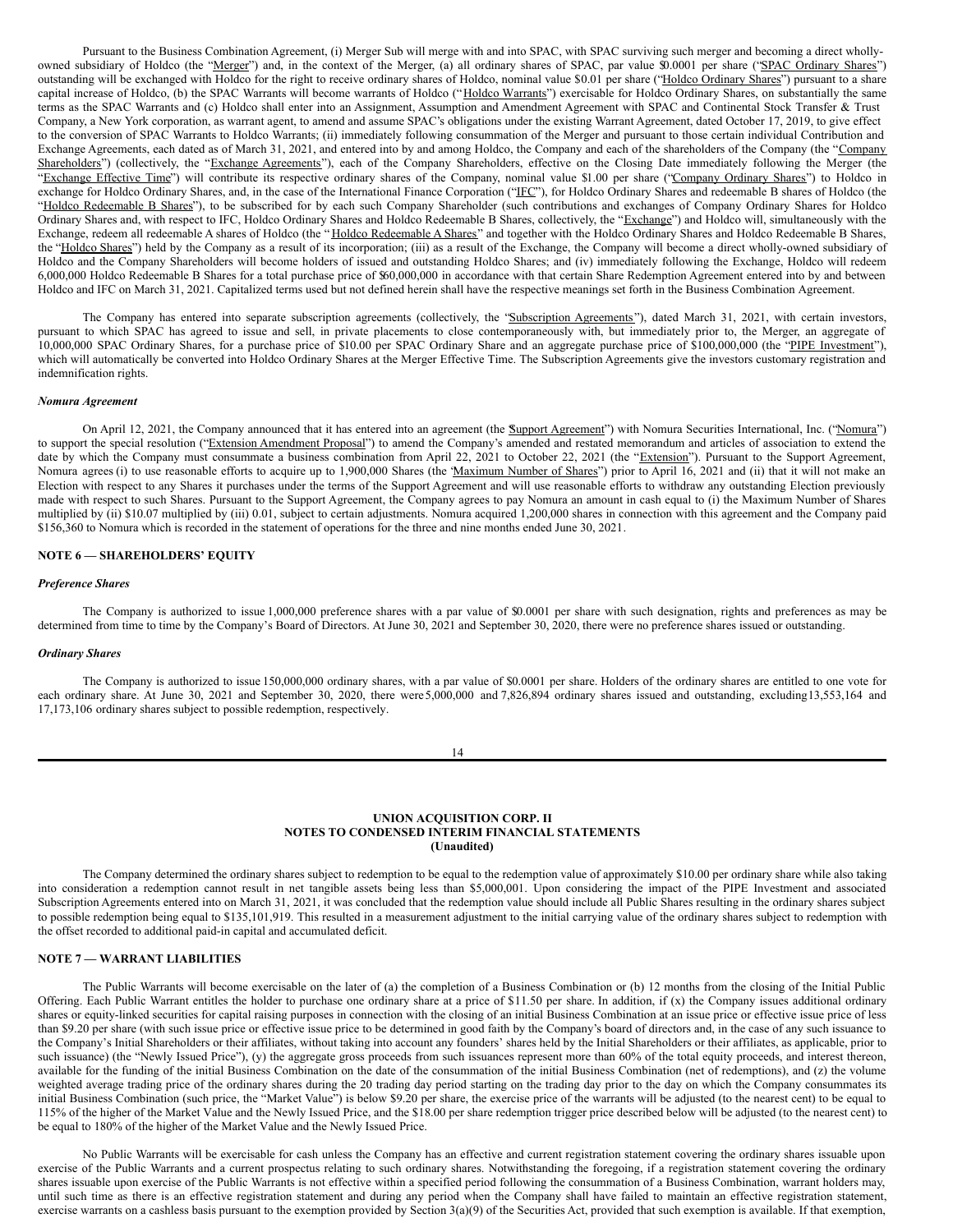Pursuant to the Business Combination Agreement, (i) Merger Sub will merge with and into SPAC, with SPAC surviving such merger and becoming a direct wholly-owned subsidiary of Holdco (the "Merger") and, in the context of the Merger, (a) all ordinary shares of SPAC, par value $0.0001 per share ("SPAC Ordinary Shares") outstanding will be exchanged with Holdco for the right to receive ordinary shares of Holdco, nominal value $0.01 per share ("Holdco Ordinary Shares") pursuant to a share capital increase of Holdco, (b) the SPAC Warrants will become warrants of Holdco ("Holdco Warrants") exercisable for Holdco Ordinary Shares, on substantially the same terms as the SPAC Warrants and (c) Holdco shall enter into an Assignment, Assumption and Amendment Agreement with SPAC and Continental Stock Transfer & Trust Company, a New York corporation, as warrant agent, to amend and assume SPAC's obligations under the existing Warrant Agreement, dated October 17, 2019, to give effect to the conversion of SPAC Warrants to Holdco Warrants; (ii) immediately following consummation of the Merger and pursuant to those certain individual Contribution and Exchange Agreements, each dated as of March 31, 2021, and entered into by and among Holdco, the Company and each of the shareholders of the Company (the "Company Shareholders") (collectively, the "Exchange Agreements"), each of the Company Shareholders, effective on the Closing Date immediately following the Merger (the "Exchange Effective Time") will contribute its respective ordinary shares of the Company, nominal value $1.00 per share ("Company Ordinary Shares") to Holdco in exchange for Holdco Ordinary Shares, and, in the case of the International Finance Corporation ("IFC"), for Holdco Ordinary Shares and redeemable B shares of Holdco (the "Holdco Redeemable B Shares"), to be subscribed for by each such Company Shareholder (such contributions and exchanges of Company Ordinary Shares for Holdco Ordinary Shares and, with respect to IFC, Holdco Ordinary Shares and Holdco Redeemable B Shares, collectively, the "Exchange") and Holdco will, simultaneously with the Exchange, redeem all redeemable A shares of Holdco (the "Holdco Redeemable A Shares" and together with the Holdco Ordinary Shares and Holdco Redeemable B Shares, the "Holdco Shares") held by the Company as a result of its incorporation; (iii) as a result of the Exchange, the Company will become a direct wholly-owned subsidiary of Holdco and the Company Shareholders will become holders of issued and outstanding Holdco Shares; and (iv) immediately following the Exchange, Holdco will redeem 6,000,000 Holdco Redeemable B Shares for a total purchase price of $60,000,000 in accordance with that certain Share Redemption Agreement entered into by and between Holdco and IFC on March 31, 2021. Capitalized terms used but not defined herein shall have the respective meanings set forth in the Business Combination Agreement.

The Company has entered into separate subscription agreements (collectively, the "Subscription Agreements"), dated March 31, 2021, with certain investors, pursuant to which SPAC has agreed to issue and sell, in private placements to close contemporaneously with, but immediately prior to, the Merger, an aggregate of 10,000,000 SPAC Ordinary Shares, for a purchase price of $10.00 per SPAC Ordinary Share and an aggregate purchase price of $100,000,000 (the "PIPE Investment"), which will automatically be converted into Holdco Ordinary Shares at the Merger Effective Time. The Subscription Agreements give the investors customary registration and indemnification rights.

***Nomura Agreement***

On April 12, 2021, the Company announced that it has entered into an agreement (the "Support Agreement") with Nomura Securities International, Inc. ("Nomura") to support the special resolution ("Extension Amendment Proposal") to amend the Company's amended and restated memorandum and articles of association to extend the date by which the Company must consummate a business combination from April 22, 2021 to October 22, 2021 (the "Extension"). Pursuant to the Support Agreement, Nomura agrees (i) to use reasonable efforts to acquire up to 1,900,000 Shares (the "Maximum Number of Shares") prior to April 16, 2021 and (ii) that it will not make an Election with respect to any Shares it purchases under the terms of the Support Agreement and will use reasonable efforts to withdraw any outstanding Election previously made with respect to such Shares. Pursuant to the Support Agreement, the Company agrees to pay Nomura an amount in cash equal to (i) the Maximum Number of Shares multiplied by (ii) $10.07 multiplied by (iii) 0.01, subject to certain adjustments. Nomura acquired 1,200,000 shares in connection with this agreement and the Company paid $156,360 to Nomura which is recorded in the statement of operations for the three and nine months ended June 30, 2021.

## NOTE 6 — SHAREHOLDERS' EQUITY

***Preference Shares***

The Company is authorized to issue 1,000,000 preference shares with a par value of $0.0001 per share with such designation, rights and preferences as may be determined from time to time by the Company's Board of Directors. At June 30, 2021 and September 30, 2020, there were no preference shares issued or outstanding.

***Ordinary Shares***

The Company is authorized to issue 150,000,000 ordinary shares, with a par value of $0.0001 per share. Holders of the ordinary shares are entitled to one vote for each ordinary share. At June 30, 2021 and September 30, 2020, there were 5,000,000 and 7,826,894 ordinary shares issued and outstanding, excluding 13,553,164 and 17,173,106 ordinary shares subject to possible redemption, respectively.

The Company determined the ordinary shares subject to redemption to be equal to the redemption value of approximately $10.00 per ordinary share while also taking into consideration a redemption cannot result in net tangible assets being less than $5,000,001. Upon considering the impact of the PIPE Investment and associated Subscription Agreements entered into on March 31, 2021, it was concluded that the redemption value should include all Public Shares resulting in the ordinary shares subject to possible redemption being equal to $135,101,919. This resulted in a measurement adjustment to the initial carrying value of the ordinary shares subject to redemption with the offset recorded to additional paid-in capital and accumulated deficit.

## NOTE 7 — WARRANT LIABILITIES

The Public Warrants will become exercisable on the later of (a) the completion of a Business Combination or (b) 12 months from the closing of the Initial Public Offering. Each Public Warrant entitles the holder to purchase one ordinary share at a price of $11.50 per share. In addition, if (x) the Company issues additional ordinary shares or equity-linked securities for capital raising purposes in connection with the closing of an initial Business Combination at an issue price or effective issue price of less than $9.20 per share (with such issue price or effective issue price to be determined in good faith by the Company's board of directors and, in the case of any such issuance to the Company's Initial Shareholders or their affiliates, without taking into account any founders' shares held by the Initial Shareholders or their affiliates, as applicable, prior to such issuance) (the "Newly Issued Price"), (y) the aggregate gross proceeds from such issuances represent more than 60% of the total equity proceeds, and interest thereon, available for the funding of the initial Business Combination on the date of the consummation of the initial Business Combination (net of redemptions), and (z) the volume weighted average trading price of the ordinary shares during the 20 trading day period starting on the trading day prior to the day on which the Company consummates its initial Business Combination (such price, the "Market Value") is below $9.20 per share, the exercise price of the warrants will be adjusted (to the nearest cent) to be equal to 115% of the higher of the Market Value and the Newly Issued Price, and the $18.00 per share redemption trigger price described below will be adjusted (to the nearest cent) to be equal to 180% of the higher of the Market Value and the Newly Issued Price.

No Public Warrants will be exercisable for cash unless the Company has an effective and current registration statement covering the ordinary shares issuable upon exercise of the Public Warrants and a current prospectus relating to such ordinary shares. Notwithstanding the foregoing, if a registration statement covering the ordinary shares issuable upon exercise of the Public Warrants is not effective within a specified period following the consummation of a Business Combination, warrant holders may, until such time as there is an effective registration statement and during any period when the Company shall have failed to maintain an effective registration statement, exercise warrants on a cashless basis pursuant to the exemption provided by Section 3(a)(9) of the Securities Act, provided that such exemption is available. If that exemption,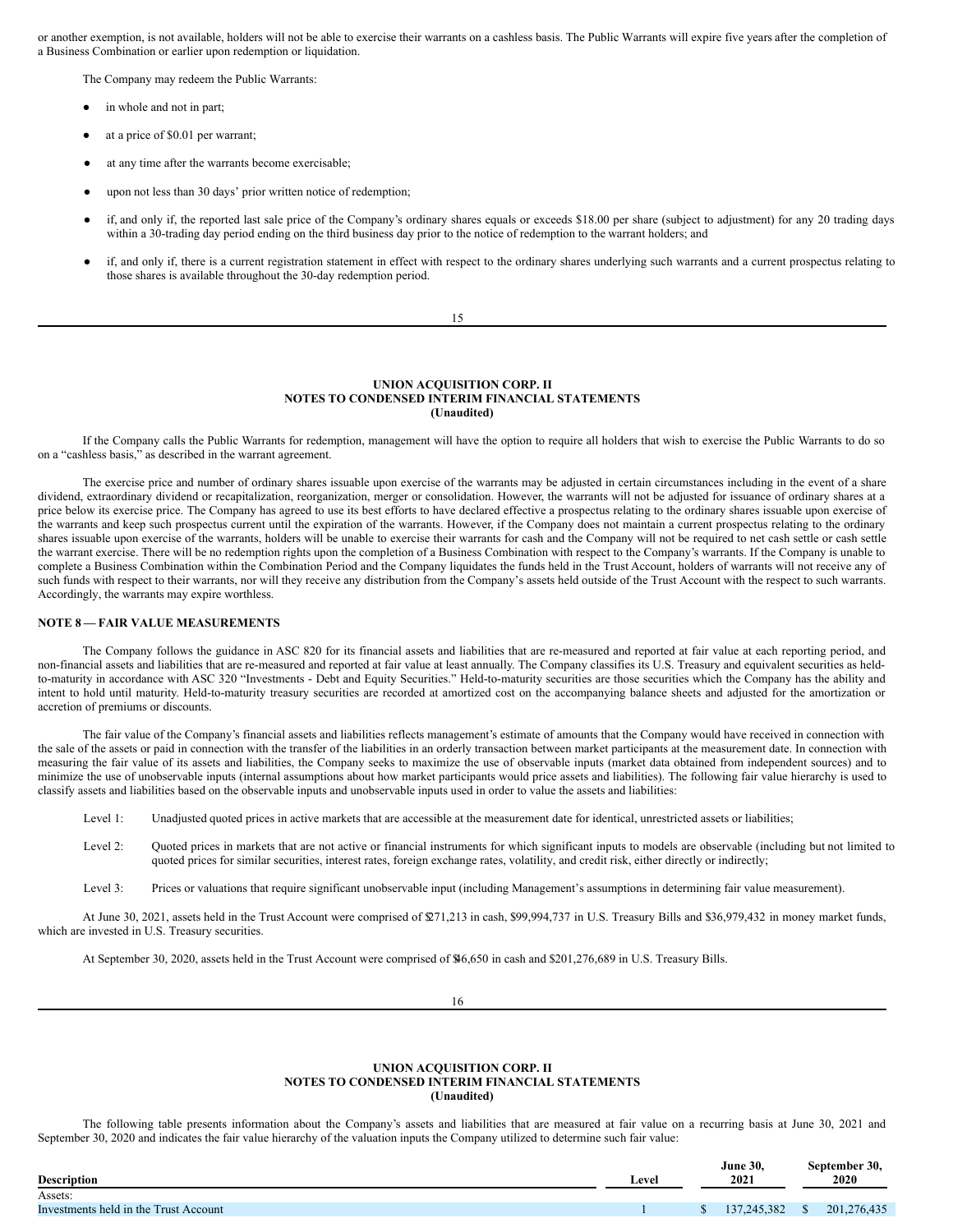or another exemption, is not available, holders will not be able to exercise their warrants on a cashless basis. The Public Warrants will expire five years after the completion of a Business Combination or earlier upon redemption or liquidation.

The Company may redeem the Public Warrants:

- in whole and not in part;
- at a price of $0.01 per warrant;
- at any time after the warrants become exercisable;
- upon not less than 30 days' prior written notice of redemption;
- if, and only if, the reported last sale price of the Company's ordinary shares equals or exceeds $18.00 per share (subject to adjustment) for any 20 trading days within a 30-trading day period ending on the third business day prior to the notice of redemption to the warrant holders; and
- if, and only if, there is a current registration statement in effect with respect to the ordinary shares underlying such warrants and a current prospectus relating to those shares is available throughout the 30-day redemption period.

If the Company calls the Public Warrants for redemption, management will have the option to require all holders that wish to exercise the Public Warrants to do so on a "cashless basis," as described in the warrant agreement.

The exercise price and number of ordinary shares issuable upon exercise of the warrants may be adjusted in certain circumstances including in the event of a share dividend, extraordinary dividend or recapitalization, reorganization, merger or consolidation. However, the warrants will not be adjusted for issuance of ordinary shares at a price below its exercise price. The Company has agreed to use its best efforts to have declared effective a prospectus relating to the ordinary shares issuable upon exercise of the warrants and keep such prospectus current until the expiration of the warrants. However, if the Company does not maintain a current prospectus relating to the ordinary shares issuable upon exercise of the warrants, holders will be unable to exercise their warrants for cash and the Company will not be required to net cash settle or cash settle the warrant exercise. There will be no redemption rights upon the completion of a Business Combination with respect to the Company's warrants. If the Company is unable to complete a Business Combination within the Combination Period and the Company liquidates the funds held in the Trust Account, holders of warrants will not receive any of such funds with respect to their warrants, nor will they receive any distribution from the Company's assets held outside of the Trust Account with the respect to such warrants. Accordingly, the warrants may expire worthless.

**NOTE 8 — FAIR VALUE MEASUREMENTS**

The Company follows the guidance in ASC 820 for its financial assets and liabilities that are re-measured and reported at fair value at each reporting period, and non-financial assets and liabilities that are re-measured and reported at fair value at least annually. The Company classifies its U.S. Treasury and equivalent securities as held-to-maturity in accordance with ASC 320 "Investments - Debt and Equity Securities." Held-to-maturity securities are those securities which the Company has the ability and intent to hold until maturity. Held-to-maturity treasury securities are recorded at amortized cost on the accompanying balance sheets and adjusted for the amortization or accretion of premiums or discounts.

The fair value of the Company's financial assets and liabilities reflects management's estimate of amounts that the Company would have received in connection with the sale of the assets or paid in connection with the transfer of the liabilities in an orderly transaction between market participants at the measurement date. In connection with measuring the fair value of its assets and liabilities, the Company seeks to maximize the use of observable inputs (market data obtained from independent sources) and to minimize the use of unobservable inputs (internal assumptions about how market participants would price assets and liabilities). The following fair value hierarchy is used to classify assets and liabilities based on the observable inputs and unobservable inputs used in order to value the assets and liabilities:

Level 1: Unadjusted quoted prices in active markets that are accessible at the measurement date for identical, unrestricted assets or liabilities;

Level 2: Quoted prices in markets that are not active or financial instruments for which significant inputs to models are observable (including but not limited to quoted prices for similar securities, interest rates, foreign exchange rates, volatility, and credit risk, either directly or indirectly;

Level 3: Prices or valuations that require significant unobservable input (including Management's assumptions in determining fair value measurement).

At June 30, 2021, assets held in the Trust Account were comprised of $271,213 in cash, $99,994,737 in U.S. Treasury Bills and $36,979,432 in money market funds, which are invested in U.S. Treasury securities.

At September 30, 2020, assets held in the Trust Account were comprised of $46,650 in cash and $201,276,689 in U.S. Treasury Bills.

The following table presents information about the Company's assets and liabilities that are measured at fair value on a recurring basis at June 30, 2021 and September 30, 2020 and indicates the fair value hierarchy of the valuation inputs the Company utilized to determine such fair value:

| Description | Level | June 30, 2021 | September 30, 2020 |
|---|---|---|---|
| Assets: | | | |
| Investments held in the Trust Account | 1 | $ 137,245,382 | $ 201,276,435 |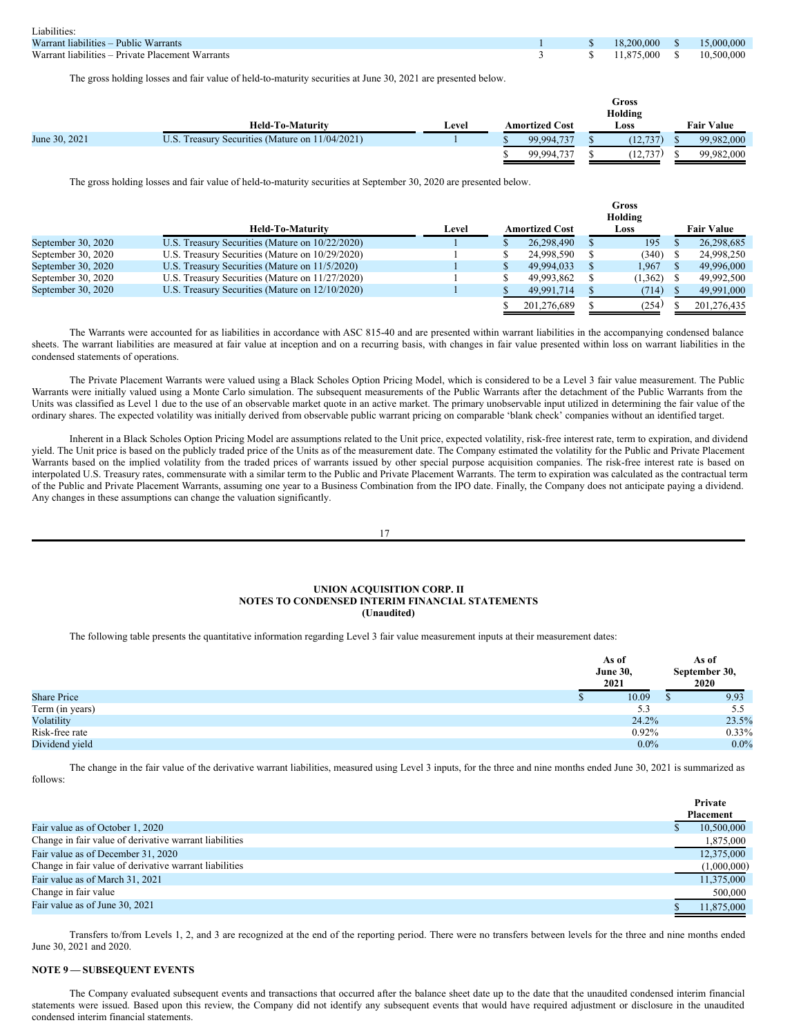| Liabilities: | | | |
|---|---|---|---|
| Warrant liabilities – Public Warrants | 1 | $ 18,200,000 | $ 15,000,000 |
| Warrant liabilities – Private Placement Warrants | 3 | $ 11,875,000 | $ 10,500,000 |

The gross holding losses and fair value of held-to-maturity securities at June 30, 2021 are presented below.

| | Held-To-Maturity | Level | Amortized Cost | Gross Holding Loss | Fair Value |
|---|---|---|---|---|---|
| June 30, 2021 | U.S. Treasury Securities (Mature on 11/04/2021) | 1 | $ 99,994,737 | $ (12,737) | $ 99,982,000 |
| | | | $ 99,994,737 | $ (12,737) | $ 99,982,000 |

The gross holding losses and fair value of held-to-maturity securities at September 30, 2020 are presented below.

| | Held-To-Maturity | Level | Amortized Cost | Gross Holding Loss | Fair Value |
|---|---|---|---|---|---|
| September 30, 2020 | U.S. Treasury Securities (Mature on 10/22/2020) | 1 | $ 26,298,490 | $ 195 | $ 26,298,685 |
| September 30, 2020 | U.S. Treasury Securities (Mature on 10/29/2020) | 1 | $ 24,998,590 | $ (340) | $ 24,998,250 |
| September 30, 2020 | U.S. Treasury Securities (Mature on 11/5/2020) | 1 | $ 49,994,033 | $ 1,967 | $ 49,996,000 |
| September 30, 2020 | U.S. Treasury Securities (Mature on 11/27/2020) | 1 | $ 49,993,862 | $ (1,362) | $ 49,992,500 |
| September 30, 2020 | U.S. Treasury Securities (Mature on 12/10/2020) | 1 | $ 49,991,714 | $ (714) | $ 49,991,000 |
| | | | $ 201,276,689 | $ (254) | $ 201,276,435 |

The Warrants were accounted for as liabilities in accordance with ASC 815-40 and are presented within warrant liabilities in the accompanying condensed balance sheets. The warrant liabilities are measured at fair value at inception and on a recurring basis, with changes in fair value presented within loss on warrant liabilities in the condensed statements of operations.

The Private Placement Warrants were valued using a Black Scholes Option Pricing Model, which is considered to be a Level 3 fair value measurement. The Public Warrants were initially valued using a Monte Carlo simulation. The subsequent measurements of the Public Warrants after the detachment of the Public Warrants from the Units was classified as Level 1 due to the use of an observable market quote in an active market. The primary unobservable input utilized in determining the fair value of the ordinary shares. The expected volatility was initially derived from observable public warrant pricing on comparable 'blank check' companies without an identified target.

Inherent in a Black Scholes Option Pricing Model are assumptions related to the Unit price, expected volatility, risk-free interest rate, term to expiration, and dividend yield. The Unit price is based on the publicly traded price of the Units as of the measurement date. The Company estimated the volatility for the Public and Private Placement Warrants based on the implied volatility from the traded prices of warrants issued by other special purpose acquisition companies. The risk-free interest rate is based on interpolated U.S. Treasury rates, commensurate with a similar term to the Public and Private Placement Warrants. The term to expiration was calculated as the contractual term of the Public and Private Placement Warrants, assuming one year to a Business Combination from the IPO date. Finally, the Company does not anticipate paying a dividend. Any changes in these assumptions can change the valuation significantly.

**UNION ACQUISITION CORP. II**
**NOTES TO CONDENSED INTERIM FINANCIAL STATEMENTS**
**(Unaudited)**

The following table presents the quantitative information regarding Level 3 fair value measurement inputs at their measurement dates:

| | As of June 30, 2021 | As of September 30, 2020 |
|---|---|---|
| Share Price | $ 10.09 | $ 9.93 |
| Term (in years) | 5.3 | 5.5 |
| Volatility | 24.2% | 23.5% |
| Risk-free rate | 0.92% | 0.33% |
| Dividend yield | 0.0% | 0.0% |

The change in the fair value of the derivative warrant liabilities, measured using Level 3 inputs, for the three and nine months ended June 30, 2021 is summarized as follows:

| | Private Placement |
|---|---|
| Fair value as of October 1, 2020 | $ 10,500,000 |
| Change in fair value of derivative warrant liabilities | 1,875,000 |
| Fair value as of December 31, 2020 | 12,375,000 |
| Change in fair value of derivative warrant liabilities | (1,000,000) |
| Fair value as of March 31, 2021 | 11,375,000 |
| Change in fair value | 500,000 |
| Fair value as of June 30, 2021 | $ 11,875,000 |

Transfers to/from Levels 1, 2, and 3 are recognized at the end of the reporting period. There were no transfers between levels for the three and nine months ended June 30, 2021 and 2020.

## NOTE 9 — SUBSEQUENT EVENTS

The Company evaluated subsequent events and transactions that occurred after the balance sheet date up to the date that the unaudited condensed interim financial statements were issued. Based upon this review, the Company did not identify any subsequent events that would have required adjustment or disclosure in the unaudited condensed interim financial statements.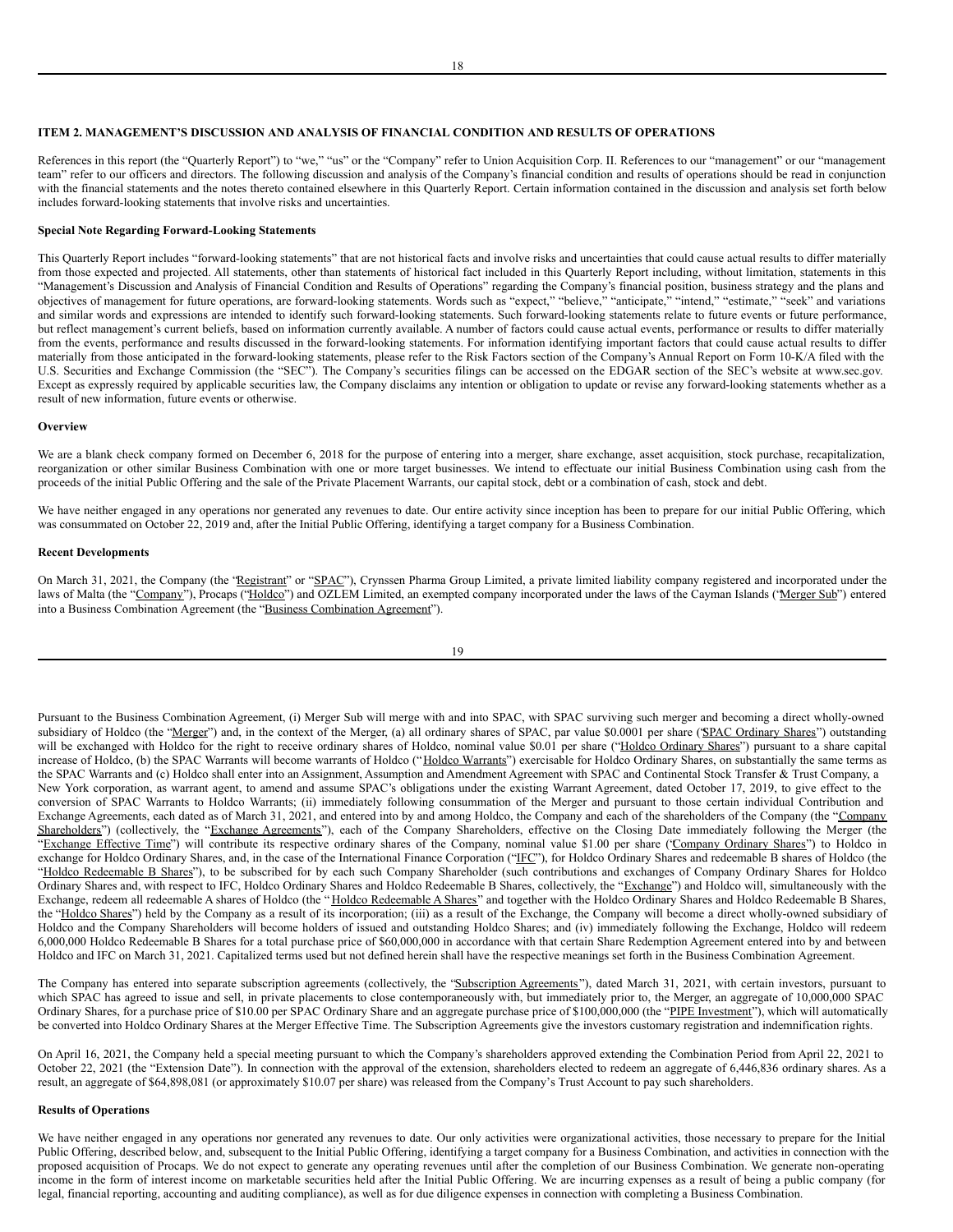## ITEM 2. MANAGEMENT'S DISCUSSION AND ANALYSIS OF FINANCIAL CONDITION AND RESULTS OF OPERATIONS

References in this report (the "Quarterly Report") to "we," "us" or the "Company" refer to Union Acquisition Corp. II. References to our "management" or our "management team" refer to our officers and directors. The following discussion and analysis of the Company's financial condition and results of operations should be read in conjunction with the financial statements and the notes thereto contained elsewhere in this Quarterly Report. Certain information contained in the discussion and analysis set forth below includes forward-looking statements that involve risks and uncertainties.

**Special Note Regarding Forward-Looking Statements**

This Quarterly Report includes "forward-looking statements" that are not historical facts and involve risks and uncertainties that could cause actual results to differ materially from those expected and projected. All statements, other than statements of historical fact included in this Quarterly Report including, without limitation, statements in this "Management's Discussion and Analysis of Financial Condition and Results of Operations" regarding the Company's financial position, business strategy and the plans and objectives of management for future operations, are forward-looking statements. Words such as "expect," "believe," "anticipate," "intend," "estimate," "seek" and variations and similar words and expressions are intended to identify such forward-looking statements. Such forward-looking statements relate to future events or future performance, but reflect management's current beliefs, based on information currently available. A number of factors could cause actual events, performance or results to differ materially from the events, performance and results discussed in the forward-looking statements. For information identifying important factors that could cause actual results to differ materially from those anticipated in the forward-looking statements, please refer to the Risk Factors section of the Company's Annual Report on Form 10-K/A filed with the U.S. Securities and Exchange Commission (the "SEC"). The Company's securities filings can be accessed on the EDGAR section of the SEC's website at www.sec.gov. Except as expressly required by applicable securities law, the Company disclaims any intention or obligation to update or revise any forward-looking statements whether as a result of new information, future events or otherwise.

**Overview**

We are a blank check company formed on December 6, 2018 for the purpose of entering into a merger, share exchange, asset acquisition, stock purchase, recapitalization, reorganization or other similar Business Combination with one or more target businesses. We intend to effectuate our initial Business Combination using cash from the proceeds of the initial Public Offering and the sale of the Private Placement Warrants, our capital stock, debt or a combination of cash, stock and debt.

We have neither engaged in any operations nor generated any revenues to date. Our entire activity since inception has been to prepare for our initial Public Offering, which was consummated on October 22, 2019 and, after the Initial Public Offering, identifying a target company for a Business Combination.

**Recent Developments**

On March 31, 2021, the Company (the "Registrant" or "SPAC"), Crynssen Pharma Group Limited, a private limited liability company registered and incorporated under the laws of Malta (the "Company"), Procaps ("Holdco") and OZLEM Limited, an exempted company incorporated under the laws of the Cayman Islands ("Merger Sub") entered into a Business Combination Agreement (the "Business Combination Agreement").

Pursuant to the Business Combination Agreement, (i) Merger Sub will merge with and into SPAC, with SPAC surviving such merger and becoming a direct wholly-owned subsidiary of Holdco (the "Merger") and, in the context of the Merger, (a) all ordinary shares of SPAC, par value $0.0001 per share ("SPAC Ordinary Shares") outstanding will be exchanged with Holdco for the right to receive ordinary shares of Holdco, nominal value $0.01 per share ("Holdco Ordinary Shares") pursuant to a share capital increase of Holdco, (b) the SPAC Warrants will become warrants of Holdco ("Holdco Warrants") exercisable for Holdco Ordinary Shares, on substantially the same terms as the SPAC Warrants and (c) Holdco shall enter into an Assignment, Assumption and Amendment Agreement with SPAC and Continental Stock Transfer & Trust Company, a New York corporation, as warrant agent, to amend and assume SPAC's obligations under the existing Warrant Agreement, dated October 17, 2019, to give effect to the conversion of SPAC Warrants to Holdco Warrants; (ii) immediately following consummation of the Merger and pursuant to those certain individual Contribution and Exchange Agreements, each dated as of March 31, 2021, and entered into by and among Holdco, the Company and each of the shareholders of the Company (the "Company Shareholders") (collectively, the "Exchange Agreements"), each of the Company Shareholders, effective on the Closing Date immediately following the Merger (the "Exchange Effective Time") will contribute its respective ordinary shares of the Company, nominal value $1.00 per share ("Company Ordinary Shares") to Holdco in exchange for Holdco Ordinary Shares, and, in the case of the International Finance Corporation ("IFC"), for Holdco Ordinary Shares and redeemable B shares of Holdco (the "Holdco Redeemable B Shares"), to be subscribed for by each such Company Shareholder (such contributions and exchanges of Company Ordinary Shares for Holdco Ordinary Shares and, with respect to IFC, Holdco Ordinary Shares and Holdco Redeemable B Shares, collectively, the "Exchange") and Holdco will, simultaneously with the Exchange, redeem all redeemable A shares of Holdco (the "Holdco Redeemable A Shares" and together with the Holdco Ordinary Shares and Holdco Redeemable B Shares, the "Holdco Shares") held by the Company as a result of its incorporation; (iii) as a result of the Exchange, the Company will become a direct wholly-owned subsidiary of Holdco and the Company Shareholders will become holders of issued and outstanding Holdco Shares; and (iv) immediately following the Exchange, Holdco will redeem 6,000,000 Holdco Redeemable B Shares for a total purchase price of $60,000,000 in accordance with that certain Share Redemption Agreement entered into by and between Holdco and IFC on March 31, 2021. Capitalized terms used but not defined herein shall have the respective meanings set forth in the Business Combination Agreement.

The Company has entered into separate subscription agreements (collectively, the "Subscription Agreements"), dated March 31, 2021, with certain investors, pursuant to which SPAC has agreed to issue and sell, in private placements to close contemporaneously with, but immediately prior to, the Merger, an aggregate of 10,000,000 SPAC Ordinary Shares, for a purchase price of $10.00 per SPAC Ordinary Share and an aggregate purchase price of $100,000,000 (the "PIPE Investment"), which will automatically be converted into Holdco Ordinary Shares at the Merger Effective Time. The Subscription Agreements give the investors customary registration and indemnification rights.

On April 16, 2021, the Company held a special meeting pursuant to which the Company's shareholders approved extending the Combination Period from April 22, 2021 to October 22, 2021 (the "Extension Date"). In connection with the approval of the extension, shareholders elected to redeem an aggregate of 6,446,836 ordinary shares. As a result, an aggregate of $64,898,081 (or approximately $10.07 per share) was released from the Company's Trust Account to pay such shareholders.

**Results of Operations**

We have neither engaged in any operations nor generated any revenues to date. Our only activities were organizational activities, those necessary to prepare for the Initial Public Offering, described below, and, subsequent to the Initial Public Offering, identifying a target company for a Business Combination, and activities in connection with the proposed acquisition of Procaps. We do not expect to generate any operating revenues until after the completion of our Business Combination. We generate non-operating income in the form of interest income on marketable securities held after the Initial Public Offering. We are incurring expenses as a result of being a public company (for legal, financial reporting, accounting and auditing compliance), as well as for due diligence expenses in connection with completing a Business Combination.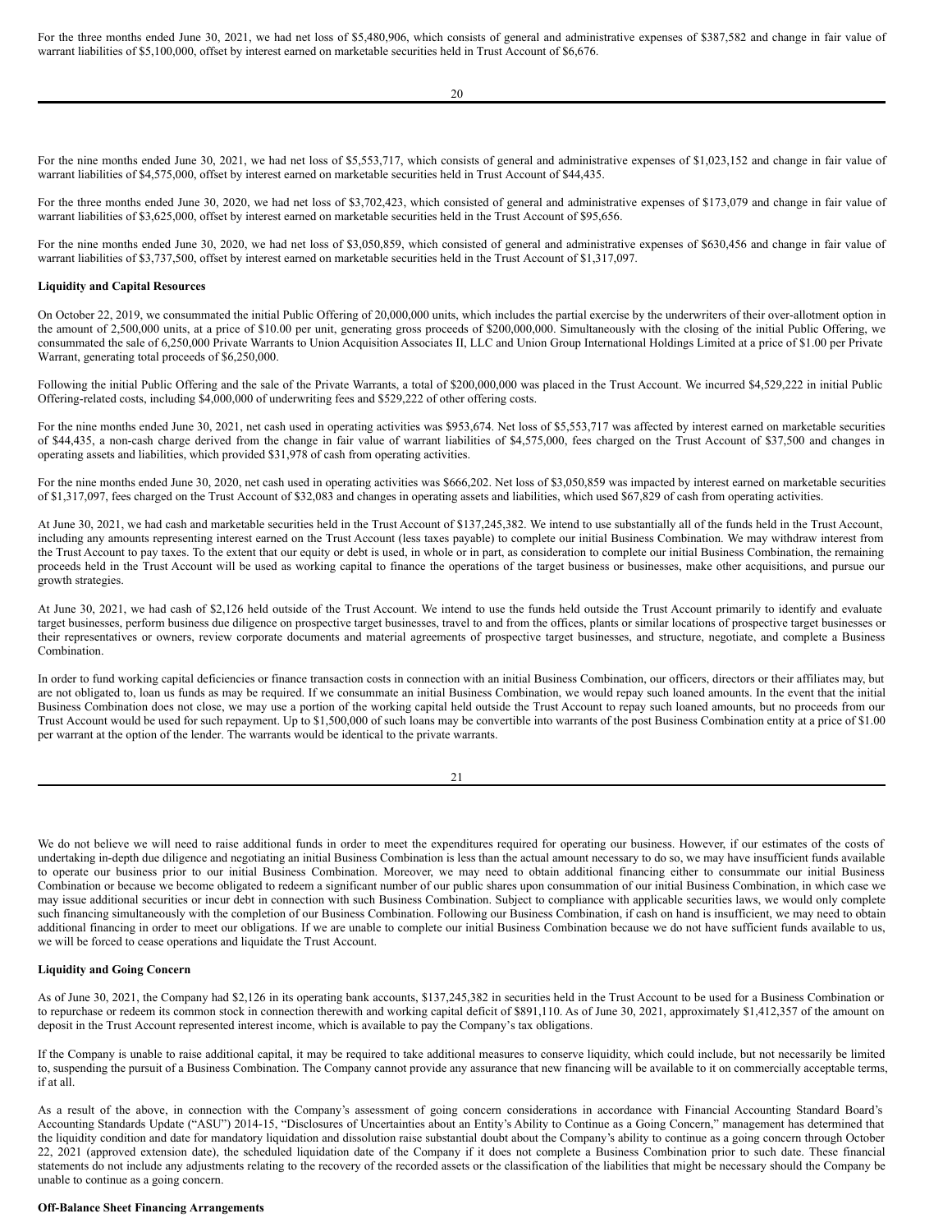For the three months ended June 30, 2021, we had net loss of $5,480,906, which consists of general and administrative expenses of $387,582 and change in fair value of warrant liabilities of $5,100,000, offset by interest earned on marketable securities held in Trust Account of $6,676.

For the nine months ended June 30, 2021, we had net loss of $5,553,717, which consists of general and administrative expenses of $1,023,152 and change in fair value of warrant liabilities of $4,575,000, offset by interest earned on marketable securities held in Trust Account of $44,435.

For the three months ended June 30, 2020, we had net loss of $3,702,423, which consisted of general and administrative expenses of $173,079 and change in fair value of warrant liabilities of $3,625,000, offset by interest earned on marketable securities held in the Trust Account of $95,656.

For the nine months ended June 30, 2020, we had net loss of $3,050,859, which consisted of general and administrative expenses of $630,456 and change in fair value of warrant liabilities of $3,737,500, offset by interest earned on marketable securities held in the Trust Account of $1,317,097.

**Liquidity and Capital Resources**

On October 22, 2019, we consummated the initial Public Offering of 20,000,000 units, which includes the partial exercise by the underwriters of their over-allotment option in the amount of 2,500,000 units, at a price of $10.00 per unit, generating gross proceeds of $200,000,000. Simultaneously with the closing of the initial Public Offering, we consummated the sale of 6,250,000 Private Warrants to Union Acquisition Associates II, LLC and Union Group International Holdings Limited at a price of $1.00 per Private Warrant, generating total proceeds of $6,250,000.

Following the initial Public Offering and the sale of the Private Warrants, a total of $200,000,000 was placed in the Trust Account. We incurred $4,529,222 in initial Public Offering-related costs, including $4,000,000 of underwriting fees and $529,222 of other offering costs.

For the nine months ended June 30, 2021, net cash used in operating activities was $953,674. Net loss of $5,553,717 was affected by interest earned on marketable securities of $44,435, a non-cash charge derived from the change in fair value of warrant liabilities of $4,575,000, fees charged on the Trust Account of $37,500 and changes in operating assets and liabilities, which provided $31,978 of cash from operating activities.

For the nine months ended June 30, 2020, net cash used in operating activities was $666,202. Net loss of $3,050,859 was impacted by interest earned on marketable securities of $1,317,097, fees charged on the Trust Account of $32,083 and changes in operating assets and liabilities, which used $67,829 of cash from operating activities.

At June 30, 2021, we had cash and marketable securities held in the Trust Account of $137,245,382. We intend to use substantially all of the funds held in the Trust Account, including any amounts representing interest earned on the Trust Account (less taxes payable) to complete our initial Business Combination. We may withdraw interest from the Trust Account to pay taxes. To the extent that our equity or debt is used, in whole or in part, as consideration to complete our initial Business Combination, the remaining proceeds held in the Trust Account will be used as working capital to finance the operations of the target business or businesses, make other acquisitions, and pursue our growth strategies.

At June 30, 2021, we had cash of $2,126 held outside of the Trust Account. We intend to use the funds held outside the Trust Account primarily to identify and evaluate target businesses, perform business due diligence on prospective target businesses, travel to and from the offices, plants or similar locations of prospective target businesses or their representatives or owners, review corporate documents and material agreements of prospective target businesses, and structure, negotiate, and complete a Business Combination.

In order to fund working capital deficiencies or finance transaction costs in connection with an initial Business Combination, our officers, directors or their affiliates may, but are not obligated to, loan us funds as may be required. If we consummate an initial Business Combination, we would repay such loaned amounts. In the event that the initial Business Combination does not close, we may use a portion of the working capital held outside the Trust Account to repay such loaned amounts, but no proceeds from our Trust Account would be used for such repayment. Up to $1,500,000 of such loans may be convertible into warrants of the post Business Combination entity at a price of $1.00 per warrant at the option of the lender. The warrants would be identical to the private warrants.

We do not believe we will need to raise additional funds in order to meet the expenditures required for operating our business. However, if our estimates of the costs of undertaking in-depth due diligence and negotiating an initial Business Combination is less than the actual amount necessary to do so, we may have insufficient funds available to operate our business prior to our initial Business Combination. Moreover, we may need to obtain additional financing either to consummate our initial Business Combination or because we become obligated to redeem a significant number of our public shares upon consummation of our initial Business Combination, in which case we may issue additional securities or incur debt in connection with such Business Combination. Subject to compliance with applicable securities laws, we would only complete such financing simultaneously with the completion of our Business Combination. Following our Business Combination, if cash on hand is insufficient, we may need to obtain additional financing in order to meet our obligations. If we are unable to complete our initial Business Combination because we do not have sufficient funds available to us, we will be forced to cease operations and liquidate the Trust Account.

**Liquidity and Going Concern**

As of June 30, 2021, the Company had $2,126 in its operating bank accounts, $137,245,382 in securities held in the Trust Account to be used for a Business Combination or to repurchase or redeem its common stock in connection therewith and working capital deficit of $891,110. As of June 30, 2021, approximately $1,412,357 of the amount on deposit in the Trust Account represented interest income, which is available to pay the Company's tax obligations.

If the Company is unable to raise additional capital, it may be required to take additional measures to conserve liquidity, which could include, but not necessarily be limited to, suspending the pursuit of a Business Combination. The Company cannot provide any assurance that new financing will be available to it on commercially acceptable terms, if at all.

As a result of the above, in connection with the Company's assessment of going concern considerations in accordance with Financial Accounting Standard Board's Accounting Standards Update ("ASU") 2014-15, "Disclosures of Uncertainties about an Entity's Ability to Continue as a Going Concern," management has determined that the liquidity condition and date for mandatory liquidation and dissolution raise substantial doubt about the Company's ability to continue as a going concern through October 22, 2021 (approved extension date), the scheduled liquidation date of the Company if it does not complete a Business Combination prior to such date. These financial statements do not include any adjustments relating to the recovery of the recorded assets or the classification of the liabilities that might be necessary should the Company be unable to continue as a going concern.

**Off-Balance Sheet Financing Arrangements**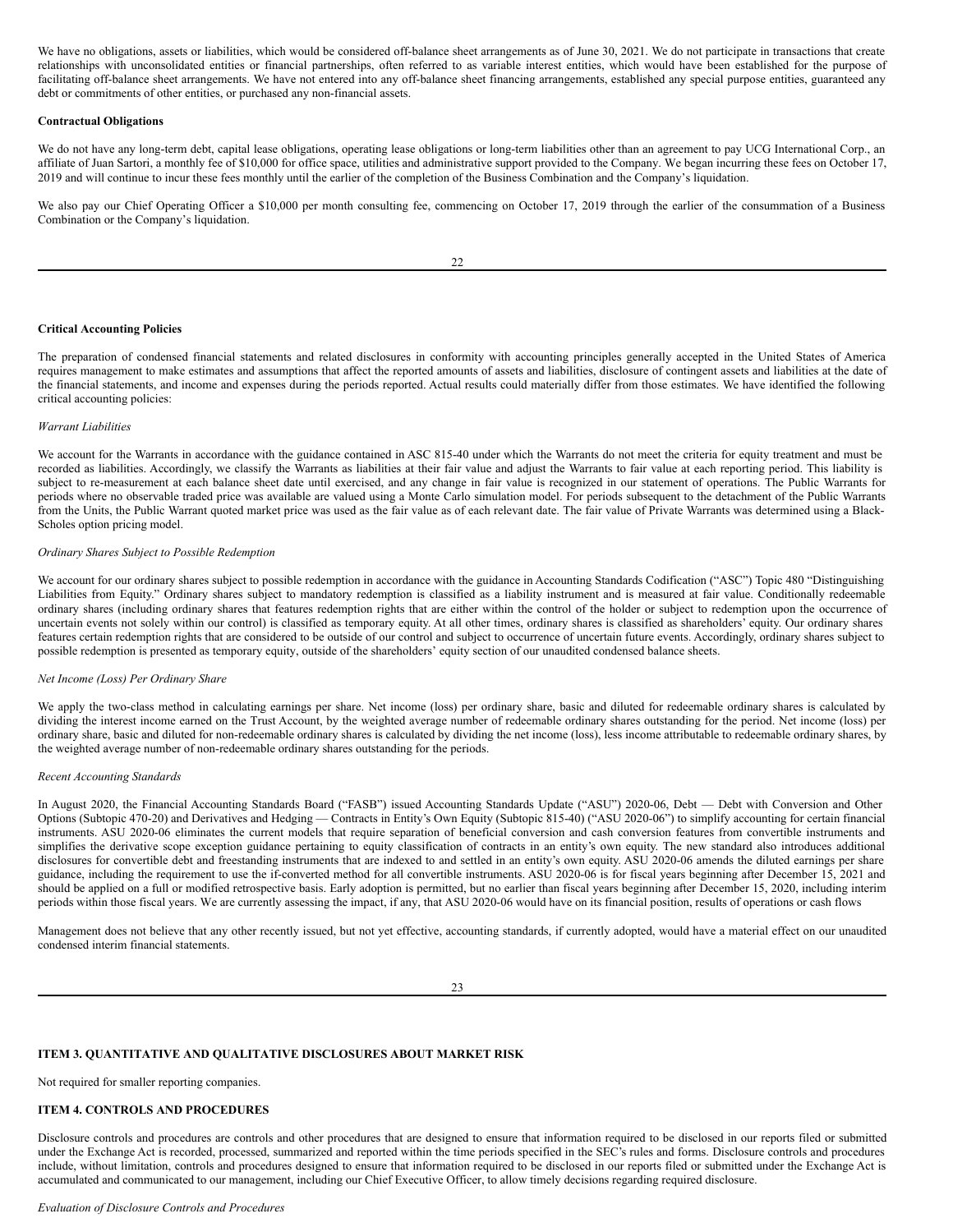We have no obligations, assets or liabilities, which would be considered off-balance sheet arrangements as of June 30, 2021. We do not participate in transactions that create relationships with unconsolidated entities or financial partnerships, often referred to as variable interest entities, which would have been established for the purpose of facilitating off-balance sheet arrangements. We have not entered into any off-balance sheet financing arrangements, established any special purpose entities, guaranteed any debt or commitments of other entities, or purchased any non-financial assets.

**Contractual Obligations**

We do not have any long-term debt, capital lease obligations, operating lease obligations or long-term liabilities other than an agreement to pay UCG International Corp., an affiliate of Juan Sartori, a monthly fee of $10,000 for office space, utilities and administrative support provided to the Company. We began incurring these fees on October 17, 2019 and will continue to incur these fees monthly until the earlier of the completion of the Business Combination and the Company's liquidation.

We also pay our Chief Operating Officer a $10,000 per month consulting fee, commencing on October 17, 2019 through the earlier of the consummation of a Business Combination or the Company's liquidation.

**Critical Accounting Policies**

The preparation of condensed financial statements and related disclosures in conformity with accounting principles generally accepted in the United States of America requires management to make estimates and assumptions that affect the reported amounts of assets and liabilities, disclosure of contingent assets and liabilities at the date of the financial statements, and income and expenses during the periods reported. Actual results could materially differ from those estimates. We have identified the following critical accounting policies:

*Warrant Liabilities*

We account for the Warrants in accordance with the guidance contained in ASC 815-40 under which the Warrants do not meet the criteria for equity treatment and must be recorded as liabilities. Accordingly, we classify the Warrants as liabilities at their fair value and adjust the Warrants to fair value at each reporting period. This liability is subject to re-measurement at each balance sheet date until exercised, and any change in fair value is recognized in our statement of operations. The Public Warrants for periods where no observable traded price was available are valued using a Monte Carlo simulation model. For periods subsequent to the detachment of the Public Warrants from the Units, the Public Warrant quoted market price was used as the fair value as of each relevant date. The fair value of Private Warrants was determined using a Black-Scholes option pricing model.

*Ordinary Shares Subject to Possible Redemption*

We account for our ordinary shares subject to possible redemption in accordance with the guidance in Accounting Standards Codification ("ASC") Topic 480 "Distinguishing Liabilities from Equity." Ordinary shares subject to mandatory redemption is classified as a liability instrument and is measured at fair value. Conditionally redeemable ordinary shares (including ordinary shares that features redemption rights that are either within the control of the holder or subject to redemption upon the occurrence of uncertain events not solely within our control) is classified as temporary equity. At all other times, ordinary shares is classified as shareholders' equity. Our ordinary shares features certain redemption rights that are considered to be outside of our control and subject to occurrence of uncertain future events. Accordingly, ordinary shares subject to possible redemption is presented as temporary equity, outside of the shareholders' equity section of our unaudited condensed balance sheets.

*Net Income (Loss) Per Ordinary Share*

We apply the two-class method in calculating earnings per share. Net income (loss) per ordinary share, basic and diluted for redeemable ordinary shares is calculated by dividing the interest income earned on the Trust Account, by the weighted average number of redeemable ordinary shares outstanding for the period. Net income (loss) per ordinary share, basic and diluted for non-redeemable ordinary shares is calculated by dividing the net income (loss), less income attributable to redeemable ordinary shares, by the weighted average number of non-redeemable ordinary shares outstanding for the periods.

*Recent Accounting Standards*

In August 2020, the Financial Accounting Standards Board ("FASB") issued Accounting Standards Update ("ASU") 2020-06, Debt — Debt with Conversion and Other Options (Subtopic 470-20) and Derivatives and Hedging — Contracts in Entity's Own Equity (Subtopic 815-40) ("ASU 2020-06") to simplify accounting for certain financial instruments. ASU 2020-06 eliminates the current models that require separation of beneficial conversion and cash conversion features from convertible instruments and simplifies the derivative scope exception guidance pertaining to equity classification of contracts in an entity's own equity. The new standard also introduces additional disclosures for convertible debt and freestanding instruments that are indexed to and settled in an entity's own equity. ASU 2020-06 amends the diluted earnings per share guidance, including the requirement to use the if-converted method for all convertible instruments. ASU 2020-06 is for fiscal years beginning after December 15, 2021 and should be applied on a full or modified retrospective basis. Early adoption is permitted, but no earlier than fiscal years beginning after December 15, 2020, including interim periods within those fiscal years. We are currently assessing the impact, if any, that ASU 2020-06 would have on its financial position, results of operations or cash flows

Management does not believe that any other recently issued, but not yet effective, accounting standards, if currently adopted, would have a material effect on our unaudited condensed interim financial statements.

**ITEM 3. QUANTITATIVE AND QUALITATIVE DISCLOSURES ABOUT MARKET RISK**

Not required for smaller reporting companies.

**ITEM 4. CONTROLS AND PROCEDURES**

Disclosure controls and procedures are controls and other procedures that are designed to ensure that information required to be disclosed in our reports filed or submitted under the Exchange Act is recorded, processed, summarized and reported within the time periods specified in the SEC's rules and forms. Disclosure controls and procedures include, without limitation, controls and procedures designed to ensure that information required to be disclosed in our reports filed or submitted under the Exchange Act is accumulated and communicated to our management, including our Chief Executive Officer, to allow timely decisions regarding required disclosure.

*Evaluation of Disclosure Controls and Procedures*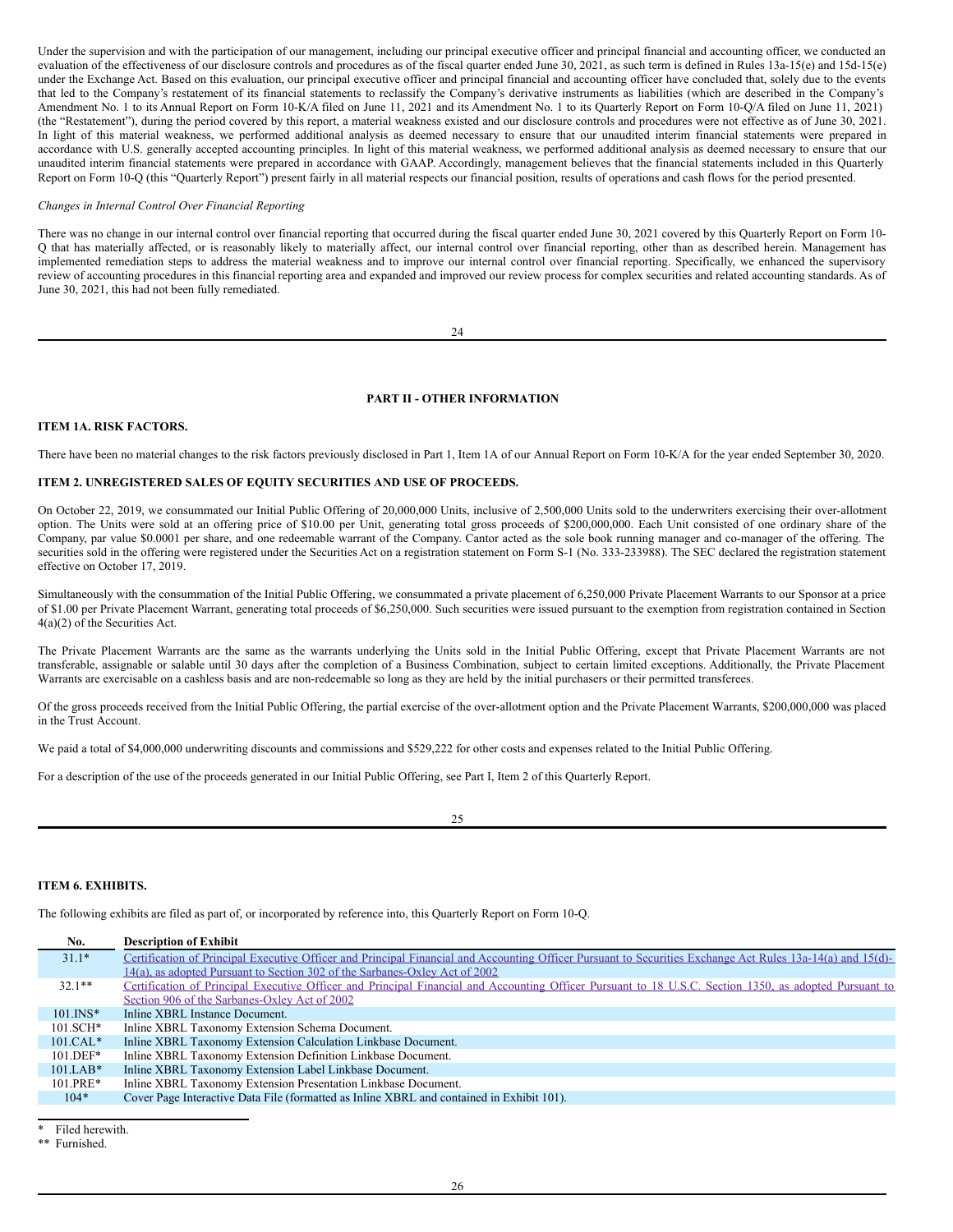Under the supervision and with the participation of our management, including our principal executive officer and principal financial and accounting officer, we conducted an evaluation of the effectiveness of our disclosure controls and procedures as of the fiscal quarter ended June 30, 2021, as such term is defined in Rules 13a-15(e) and 15d-15(e) under the Exchange Act. Based on this evaluation, our principal executive officer and principal financial and accounting officer have concluded that, solely due to the events that led to the Company's restatement of its financial statements to reclassify the Company's derivative instruments as liabilities (which are described in the Company's Amendment No. 1 to its Annual Report on Form 10-K/A filed on June 11, 2021 and its Amendment No. 1 to its Quarterly Report on Form 10-Q/A filed on June 11, 2021) (the "Restatement"), during the period covered by this report, a material weakness existed and our disclosure controls and procedures were not effective as of June 30, 2021. In light of this material weakness, we performed additional analysis as deemed necessary to ensure that our unaudited interim financial statements were prepared in accordance with U.S. generally accepted accounting principles. In light of this material weakness, we performed additional analysis as deemed necessary to ensure that our unaudited interim financial statements were prepared in accordance with GAAP. Accordingly, management believes that the financial statements included in this Quarterly Report on Form 10-Q (this "Quarterly Report") present fairly in all material respects our financial position, results of operations and cash flows for the period presented.

*Changes in Internal Control Over Financial Reporting*

There was no change in our internal control over financial reporting that occurred during the fiscal quarter ended June 30, 2021 covered by this Quarterly Report on Form 10-Q that has materially affected, or is reasonably likely to materially affect, our internal control over financial reporting, other than as described herein. Management has implemented remediation steps to address the material weakness and to improve our internal control over financial reporting. Specifically, we enhanced the supervisory review of accounting procedures in this financial reporting area and expanded and improved our review process for complex securities and related accounting standards. As of June 30, 2021, this had not been fully remediated.

## PART II - OTHER INFORMATION

### ITEM 1A. RISK FACTORS.

There have been no material changes to the risk factors previously disclosed in Part 1, Item 1A of our Annual Report on Form 10-K/A for the year ended September 30, 2020.

### ITEM 2. UNREGISTERED SALES OF EQUITY SECURITIES AND USE OF PROCEEDS.

On October 22, 2019, we consummated our Initial Public Offering of 20,000,000 Units, inclusive of 2,500,000 Units sold to the underwriters exercising their over-allotment option. The Units were sold at an offering price of $10.00 per Unit, generating total gross proceeds of $200,000,000. Each Unit consisted of one ordinary share of the Company, par value $0.0001 per share, and one redeemable warrant of the Company. Cantor acted as the sole book running manager and co-manager of the offering. The securities sold in the offering were registered under the Securities Act on a registration statement on Form S-1 (No. 333-233988). The SEC declared the registration statement effective on October 17, 2019.

Simultaneously with the consummation of the Initial Public Offering, we consummated a private placement of 6,250,000 Private Placement Warrants to our Sponsor at a price of $1.00 per Private Placement Warrant, generating total proceeds of $6,250,000. Such securities were issued pursuant to the exemption from registration contained in Section 4(a)(2) of the Securities Act.

The Private Placement Warrants are the same as the warrants underlying the Units sold in the Initial Public Offering, except that Private Placement Warrants are not transferable, assignable or salable until 30 days after the completion of a Business Combination, subject to certain limited exceptions. Additionally, the Private Placement Warrants are exercisable on a cashless basis and are non-redeemable so long as they are held by the initial purchasers or their permitted transferees.

Of the gross proceeds received from the Initial Public Offering, the partial exercise of the over-allotment option and the Private Placement Warrants, $200,000,000 was placed in the Trust Account.

We paid a total of $4,000,000 underwriting discounts and commissions and $529,222 for other costs and expenses related to the Initial Public Offering.

For a description of the use of the proceeds generated in our Initial Public Offering, see Part I, Item 2 of this Quarterly Report.

### ITEM 6. EXHIBITS.

The following exhibits are filed as part of, or incorporated by reference into, this Quarterly Report on Form 10-Q.

| No. | Description of Exhibit |
|---|---|
| 31.1* | Certification of Principal Executive Officer and Principal Financial and Accounting Officer Pursuant to Securities Exchange Act Rules 13a-14(a) and 15(d)-14(a), as adopted Pursuant to Section 302 of the Sarbanes-Oxley Act of 2002 |
| 32.1** | Certification of Principal Executive Officer and Principal Financial and Accounting Officer Pursuant to 18 U.S.C. Section 1350, as adopted Pursuant to Section 906 of the Sarbanes-Oxley Act of 2002 |
| 101.INS* | Inline XBRL Instance Document. |
| 101.SCH* | Inline XBRL Taxonomy Extension Schema Document. |
| 101.CAL* | Inline XBRL Taxonomy Extension Calculation Linkbase Document. |
| 101.DEF* | Inline XBRL Taxonomy Extension Definition Linkbase Document. |
| 101.LAB* | Inline XBRL Taxonomy Extension Label Linkbase Document. |
| 101.PRE* | Inline XBRL Taxonomy Extension Presentation Linkbase Document. |
| 104* | Cover Page Interactive Data File (formatted as Inline XBRL and contained in Exhibit 101). |

\* Filed herewith.

** Furnished.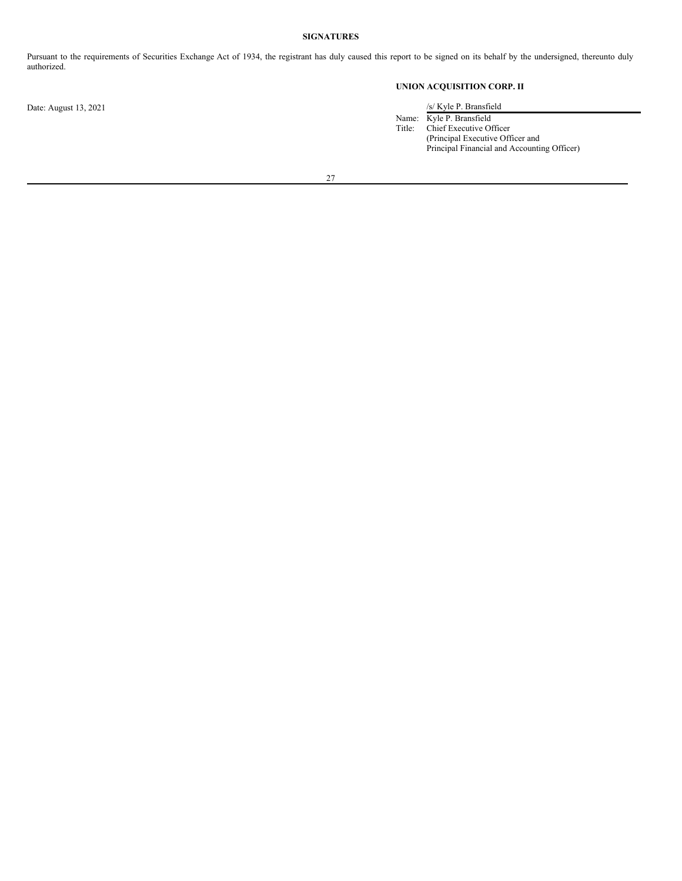**SIGNATURES**

Pursuant to the requirements of Securities Exchange Act of 1934, the registrant has duly caused this report to be signed on its behalf by the undersigned, thereunto duly authorized.

**UNION ACQUISITION CORP. II**

Date: August 13, 2021

/s/ Kyle P. Bransfield

Name: Kyle P. Bransfield
Title: Chief Executive Officer
(Principal Executive Officer and
Principal Financial and Accounting Officer)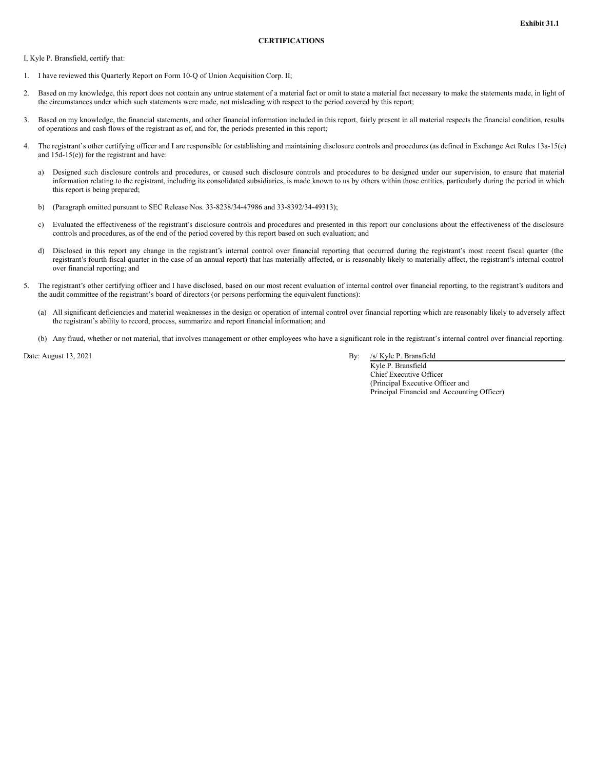**Exhibit 31.1**

**CERTIFICATIONS**

I, Kyle P. Bransfield, certify that:

1. I have reviewed this Quarterly Report on Form 10-Q of Union Acquisition Corp. II;

2. Based on my knowledge, this report does not contain any untrue statement of a material fact or omit to state a material fact necessary to make the statements made, in light of the circumstances under which such statements were made, not misleading with respect to the period covered by this report;

3. Based on my knowledge, the financial statements, and other financial information included in this report, fairly present in all material respects the financial condition, results of operations and cash flows of the registrant as of, and for, the periods presented in this report;

4. The registrant's other certifying officer and I are responsible for establishing and maintaining disclosure controls and procedures (as defined in Exchange Act Rules 13a-15(e) and 15d-15(e)) for the registrant and have:

   a) Designed such disclosure controls and procedures, or caused such disclosure controls and procedures to be designed under our supervision, to ensure that material information relating to the registrant, including its consolidated subsidiaries, is made known to us by others within those entities, particularly during the period in which this report is being prepared;

   b) (Paragraph omitted pursuant to SEC Release Nos. 33-8238/34-47986 and 33-8392/34-49313);

   c) Evaluated the effectiveness of the registrant's disclosure controls and procedures and presented in this report our conclusions about the effectiveness of the disclosure controls and procedures, as of the end of the period covered by this report based on such evaluation; and

   d) Disclosed in this report any change in the registrant's internal control over financial reporting that occurred during the registrant's most recent fiscal quarter (the registrant's fourth fiscal quarter in the case of an annual report) that has materially affected, or is reasonably likely to materially affect, the registrant's internal control over financial reporting; and

5. The registrant's other certifying officer and I have disclosed, based on our most recent evaluation of internal control over financial reporting, to the registrant's auditors and the audit committee of the registrant's board of directors (or persons performing the equivalent functions):

   (a) All significant deficiencies and material weaknesses in the design or operation of internal control over financial reporting which are reasonably likely to adversely affect the registrant's ability to record, process, summarize and report financial information; and

   (b) Any fraud, whether or not material, that involves management or other employees who have a significant role in the registrant's internal control over financial reporting.

Date: August 13, 2021

By: /s/ Kyle P. Bransfield
Kyle P. Bransfield
Chief Executive Officer
(Principal Executive Officer and
Principal Financial and Accounting Officer)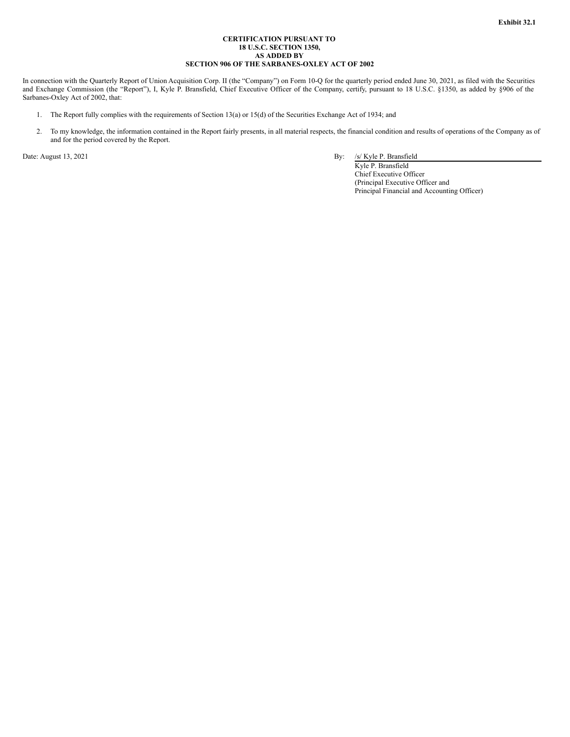**Exhibit 32.1**

**CERTIFICATION PURSUANT TO**
**18 U.S.C. SECTION 1350,**
**AS ADDED BY**
**SECTION 906 OF THE SARBANES-OXLEY ACT OF 2002**

In connection with the Quarterly Report of Union Acquisition Corp. II (the "Company") on Form 10-Q for the quarterly period ended June 30, 2021, as filed with the Securities and Exchange Commission (the "Report"), I, Kyle P. Bransfield, Chief Executive Officer of the Company, certify, pursuant to 18 U.S.C. §1350, as added by §906 of the Sarbanes-Oxley Act of 2002, that:

1. The Report fully complies with the requirements of Section 13(a) or 15(d) of the Securities Exchange Act of 1934; and

2. To my knowledge, the information contained in the Report fairly presents, in all material respects, the financial condition and results of operations of the Company as of and for the period covered by the Report.

Date: August 13, 2021

By: /s/ Kyle P. Bransfield
Kyle P. Bransfield
Chief Executive Officer
(Principal Executive Officer and
Principal Financial and Accounting Officer)